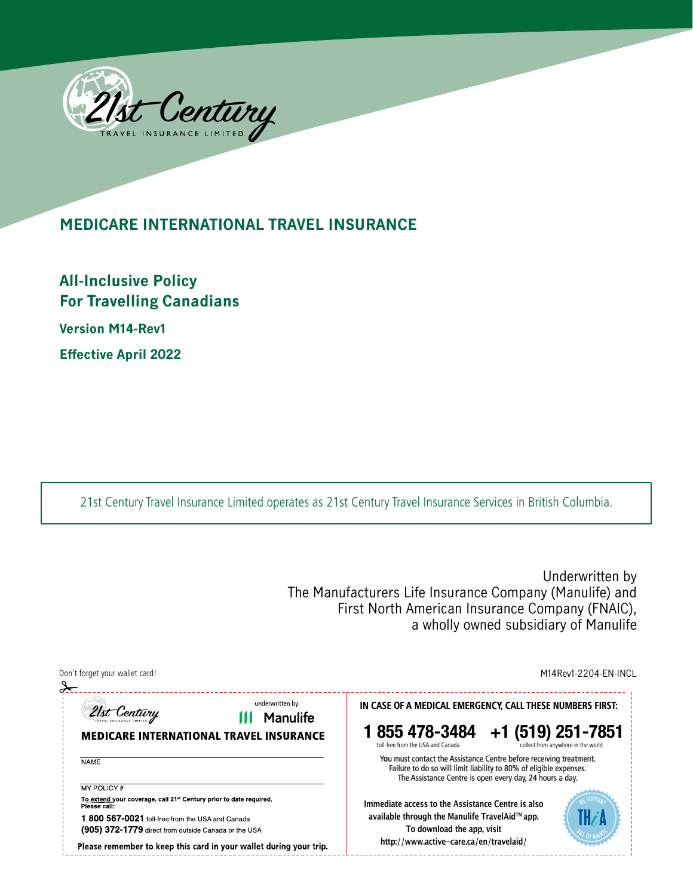21st Century
TRAVEL INSURANCE LIMITED

# MEDICARE INTERNATIONAL TRAVEL INSURANCE

## All-Inclusive Policy
## For Travelling Canadians

**Version M14-Rev1**

**Effective April 2022**

21st Century Travel Insurance Limited operates as 21st Century Travel Insurance Services in British Columbia.

Underwritten by
The Manufacturers Life Insurance Company (Manulife) and
First North American Insurance Company (FNAIC),
a wholly owned subsidiary of Manulife

Don't forget your wallet card!

M14Rev1-2204-EN-INCL

---

21st Century TRAVEL INSURANCE LIMITED

underwritten by: Manulife

**MEDICARE INTERNATIONAL TRAVEL INSURANCE**

NAME

MY POLICY #

**To extend your coverage, call 21st Century prior to date required. Please call:**

**1 800 567-0021** toll-free from the USA and Canada

**(905) 372-1779** direct from outside Canada or the USA

**Please remember to keep this card in your wallet during your trip.**

**IN CASE OF A MEDICAL EMERGENCY, CALL THESE NUMBERS FIRST:**

**1 855 478-3484** toll-free from the USA and Canada

**+1 (519) 251-7851** collect from anywhere in the world

You must contact the Assistance Centre before receiving treatment. Failure to do so will limit liability to 80% of eligible expenses. The Assistance Centre is open every day, 24 hours a day.

**Immediate access to the Assistance Centre is also available through the Manulife TravelAid™ app. To download the app, visit http://www.active-care.ca/en/travelaid/**

WE SUPPORT THiA BILL OF RIGHTS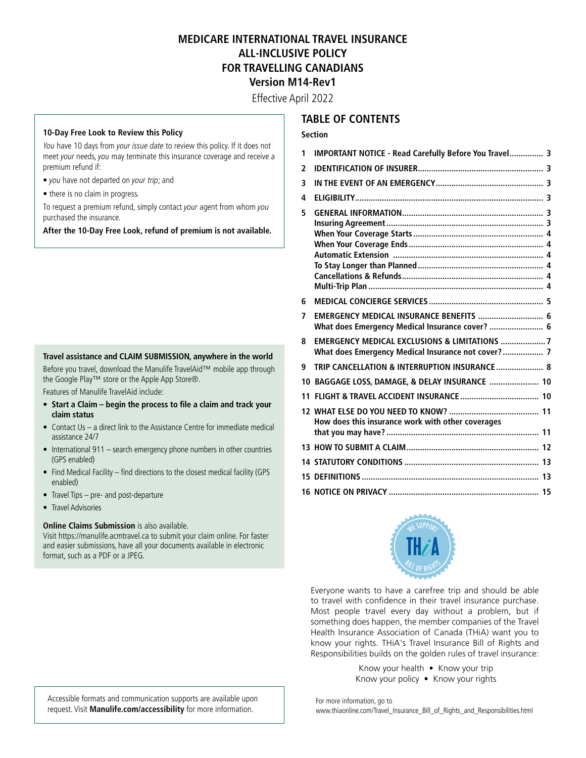# MEDICARE INTERNATIONAL TRAVEL INSURANCE
# ALL-INCLUSIVE POLICY
# FOR TRAVELLING CANADIANS
## Version M14-Rev1

Effective April 2022

**10-Day Free Look to Review this Policy**

*You* have 10 days from *your issue date* to review this policy. If it does not meet *your* needs, *you* may terminate this insurance coverage and receive a premium refund if:

- *you* have not departed on *your trip*; and
- there is no claim in progress.

To request a premium refund, simply contact *your* agent from whom *you* purchased the insurance.

**After the 10-Day Free Look, refund of premium is not available.**

**Travel assistance and CLAIM SUBMISSION, anywhere in the world**

Before you travel, download the Manulife TravelAid™ mobile app through the Google Play™ store or the Apple App Store®.

Features of Manulife TravelAid include:

- **Start a Claim – begin the process to file a claim and track your claim status**
- Contact Us – a direct link to the Assistance Centre for immediate medical assistance 24/7
- International 911 – search emergency phone numbers in other countries (GPS enabled)
- Find Medical Facility – find directions to the closest medical facility (GPS enabled)
- Travel Tips – pre- and post-departure
- Travel Advisories

**Online Claims Submission** is also available.
Visit https://manulife.acmtravel.ca to submit your claim online. For faster and easier submissions, have all your documents available in electronic format, such as a PDF or a JPEG.

Accessible formats and communication supports are available upon request. Visit **Manulife.com/accessibility** for more information.

## TABLE OF CONTENTS

| Section | | Page |
|---|---|---|
| 1 | **IMPORTANT NOTICE - Read Carefully Before You Travel** | 3 |
| 2 | **IDENTIFICATION OF INSURER** | 3 |
| 3 | **IN THE EVENT OF AN EMERGENCY** | 3 |
| 4 | **ELIGIBILITY** | 3 |
| 5 | **GENERAL INFORMATION** | 3 |
| | **Insuring Agreement** | 3 |
| | **When Your Coverage Starts** | 4 |
| | **When Your Coverage Ends** | 4 |
| | **Automatic Extension** | 4 |
| | **To Stay Longer than Planned** | 4 |
| | **Cancellations & Refunds** | 4 |
| | **Multi-Trip Plan** | 4 |
| 6 | **MEDICAL CONCIERGE SERVICES** | 5 |
| 7 | **EMERGENCY MEDICAL INSURANCE BENEFITS** | 6 |
| | **What does Emergency Medical Insurance cover?** | 6 |
| 8 | **EMERGENCY MEDICAL EXCLUSIONS & LIMITATIONS** | 7 |
| | **What does Emergency Medical Insurance not cover?** | 7 |
| 9 | **TRIP CANCELLATION & INTERRUPTION INSURANCE** | 8 |
| 10 | **BAGGAGE LOSS, DAMAGE, & DELAY INSURANCE** | 10 |
| 11 | **FLIGHT & TRAVEL ACCIDENT INSURANCE** | 10 |
| 12 | **WHAT ELSE DO YOU NEED TO KNOW?** | 11 |
| | **How does this insurance work with other coverages that you may have?** | 11 |
| 13 | **HOW TO SUBMIT A CLAIM** | 12 |
| 14 | **STATUTORY CONDITIONS** | 13 |
| 15 | **DEFINITIONS** | 13 |
| 16 | **NOTICE ON PRIVACY** | 15 |

WE SUPPORT THiA BILL OF RIGHTS

Everyone wants to have a carefree trip and should be able to travel with confidence in their travel insurance purchase. Most people travel every day without a problem, but if something does happen, the member companies of the Travel Health Insurance Association of Canada (THiA) want you to know your rights. THiA's Travel Insurance Bill of Rights and Responsibilities builds on the golden rules of travel insurance:

Know your health • Know your trip
Know your policy • Know your rights

For more information, go to
www.thiaonline.com/Travel_Insurance_Bill_of_Rights_and_Responsibilities.html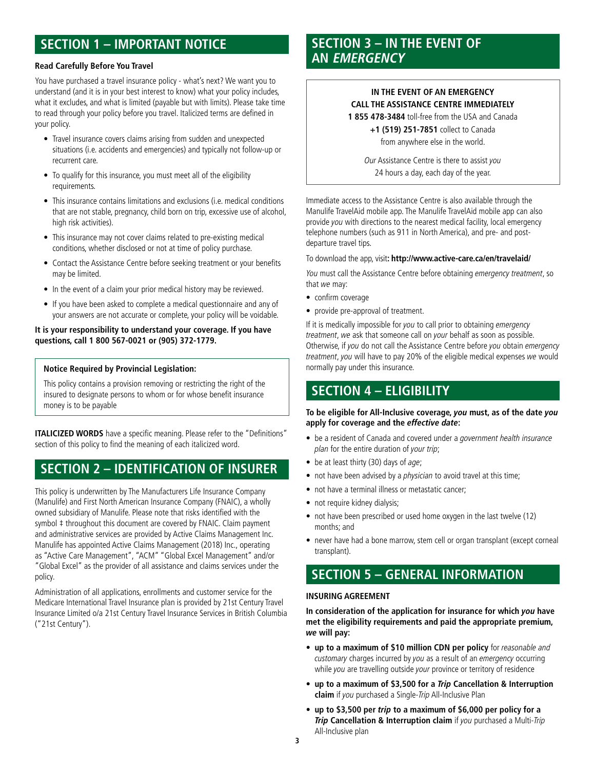## SECTION 1 – IMPORTANT NOTICE

**Read Carefully Before You Travel**

You have purchased a travel insurance policy - what's next? We want you to understand (and it is in your best interest to know) what your policy includes, what it excludes, and what is limited (payable but with limits). Please take time to read through your policy before you travel. Italicized terms are defined in your policy.

- Travel insurance covers claims arising from sudden and unexpected situations (i.e. accidents and emergencies) and typically not follow-up or recurrent care.
- To qualify for this insurance, you must meet all of the eligibility requirements.
- This insurance contains limitations and exclusions (i.e. medical conditions that are not stable, pregnancy, child born on trip, excessive use of alcohol, high risk activities).
- This insurance may not cover claims related to pre-existing medical conditions, whether disclosed or not at time of policy purchase.
- Contact the Assistance Centre before seeking treatment or your benefits may be limited.
- In the event of a claim your prior medical history may be reviewed.
- If you have been asked to complete a medical questionnaire and any of your answers are not accurate or complete, your policy will be voidable.

**It is your responsibility to understand your coverage. If you have questions, call 1 800 567-0021 or (905) 372-1779.**

**Notice Required by Provincial Legislation:**

This policy contains a provision removing or restricting the right of the insured to designate persons to whom or for whose benefit insurance money is to be payable

**ITALICIZED WORDS** have a specific meaning. Please refer to the "Definitions" section of this policy to find the meaning of each italicized word.

## SECTION 2 – IDENTIFICATION OF INSURER

This policy is underwritten by The Manufacturers Life Insurance Company (Manulife) and First North American Insurance Company (FNAIC), a wholly owned subsidiary of Manulife. Please note that risks identified with the symbol ‡ throughout this document are covered by FNAIC. Claim payment and administrative services are provided by Active Claims Management Inc. Manulife has appointed Active Claims Management (2018) Inc., operating as "Active Care Management", "ACM" "Global Excel Management" and/or "Global Excel" as the provider of all assistance and claims services under the policy.

Administration of all applications, enrollments and customer service for the Medicare International Travel Insurance plan is provided by 21st Century Travel Insurance Limited o/a 21st Century Travel Insurance Services in British Columbia ("21st Century").

## SECTION 3 – IN THE EVENT OF AN *EMERGENCY*

**IN THE EVENT OF AN EMERGENCY**
**CALL THE ASSISTANCE CENTRE IMMEDIATELY**
**1 855 478-3484** toll-free from the USA and Canada
**+1 (519) 251-7851** collect to Canada
from anywhere else in the world.

*Our* Assistance Centre is there to assist *you* 24 hours a day, each day of the year.

Immediate access to the Assistance Centre is also available through the Manulife TravelAid mobile app. The Manulife TravelAid mobile app can also provide *you* with directions to the nearest medical facility, local emergency telephone numbers (such as 911 in North America), and pre- and post-departure travel tips.

To download the app, visit**: http://www.active-care.ca/en/travelaid/**

*You* must call the Assistance Centre before obtaining *emergency treatment*, so that *we* may:

- confirm coverage
- provide pre-approval of treatment.

If it is medically impossible for *you* to call prior to obtaining *emergency treatment*, *we* ask that someone call on *your* behalf as soon as possible. Otherwise, if *you* do not call the Assistance Centre before *you* obtain *emergency treatment*, *you* will have to pay 20% of the eligible medical expenses *we* would normally pay under this insurance.

## SECTION 4 – ELIGIBILITY

**To be eligible for All-Inclusive coverage, *you* must, as of the date *you* apply for coverage and the *effective date*:**

- be a resident of Canada and covered under a *government health insurance plan* for the entire duration of *your trip*;
- be at least thirty (30) days of *age*;
- not have been advised by a *physician* to avoid travel at this time;
- not have a terminal illness or metastatic cancer;
- not require kidney dialysis;
- not have been prescribed or used home oxygen in the last twelve (12) months; and
- never have had a bone marrow, stem cell or organ transplant (except corneal transplant).

## SECTION 5 – GENERAL INFORMATION

**INSURING AGREEMENT**

**In consideration of the application for insurance for which *you* have met the eligibility requirements and paid the appropriate premium, *we* will pay:**

- **up to a maximum of $10 million CDN per policy** for *reasonable and customary* charges incurred by *you* as a result of an *emergency* occurring while *you* are travelling outside *your* province or territory of residence
- **up to a maximum of $3,500 for a *Trip* Cancellation & Interruption claim** if *you* purchased a Single-*Trip* All-Inclusive Plan
- **up to $3,500 per *trip* to a maximum of $6,000 per policy for a *Trip* Cancellation & Interruption claim** if *you* purchased a Multi-*Trip* All-Inclusive plan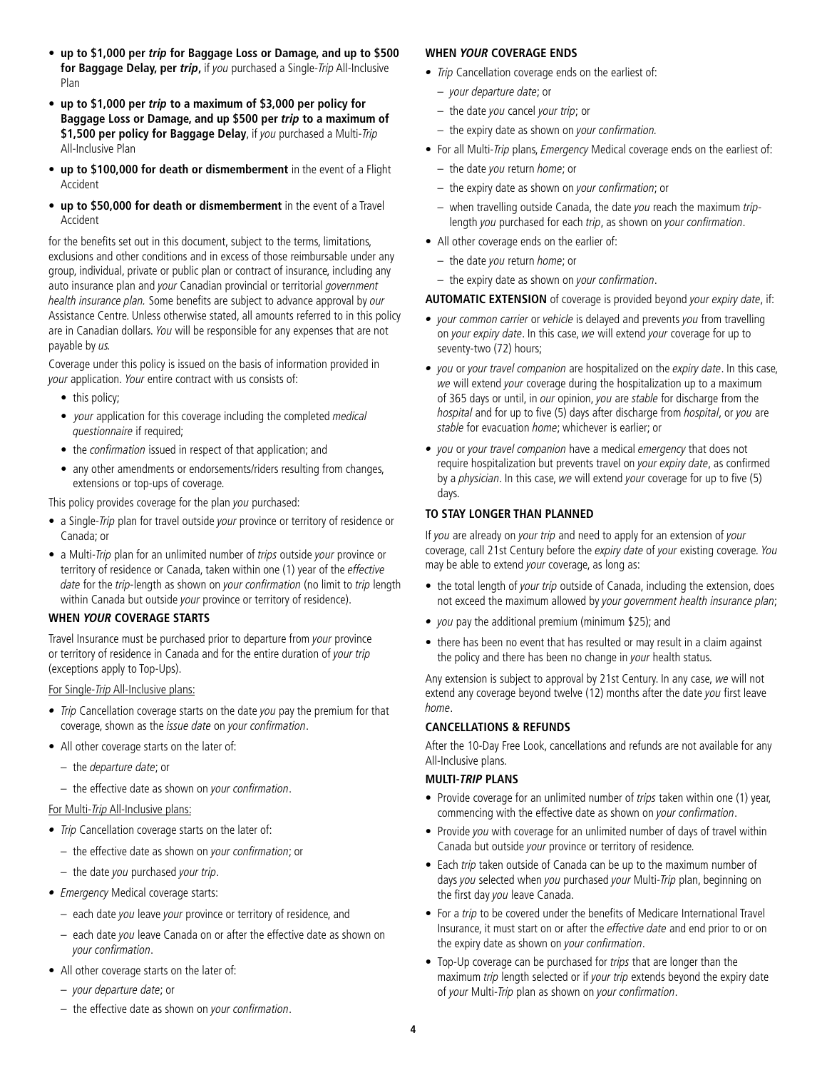- **up to $1,000 per *trip* for Baggage Loss or Damage, and up to $500 for Baggage Delay, per *trip*,** if *you* purchased a Single-*Trip* All-Inclusive Plan
- **up to $1,000 per *trip* to a maximum of $3,000 per policy for Baggage Loss or Damage, and up $500 per *trip* to a maximum of $1,500 per policy for Baggage Delay**, if *you* purchased a Multi-*Trip* All-Inclusive Plan
- **up to $100,000 for death or dismemberment** in the event of a Flight Accident
- **up to $50,000 for death or dismemberment** in the event of a Travel Accident

for the benefits set out in this document, subject to the terms, limitations, exclusions and other conditions and in excess of those reimbursable under any group, individual, private or public plan or contract of insurance, including any auto insurance plan and *your* Canadian provincial or territorial *government health insurance plan.* Some benefits are subject to advance approval by *our* Assistance Centre. Unless otherwise stated, all amounts referred to in this policy are in Canadian dollars. *You* will be responsible for any expenses that are not payable by *us.*

Coverage under this policy is issued on the basis of information provided in *your* application. *Your* entire contract with us consists of:

- this policy;
- *your* application for this coverage including the completed *medical questionnaire* if required;
- the *confirmation* issued in respect of that application; and
- any other amendments or endorsements/riders resulting from changes, extensions or top-ups of coverage.

This policy provides coverage for the plan *you* purchased:

- a Single-*Trip* plan for travel outside *your* province or territory of residence or Canada; or
- a Multi-*Trip* plan for an unlimited number of *trips* outside *your* province or territory of residence or Canada, taken within one (1) year of the *effective date* for the *trip*-length as shown on *your confirmation* (no limit to *trip* length within Canada but outside *your* province or territory of residence).

### WHEN *YOUR* COVERAGE STARTS

Travel Insurance must be purchased prior to departure from *your* province or territory of residence in Canada and for the entire duration of *your trip* (exceptions apply to Top-Ups).

For Single-*Trip* All-Inclusive plans:

- *Trip* Cancellation coverage starts on the date *you* pay the premium for that coverage, shown as the *issue date* on *your confirmation*.
- All other coverage starts on the later of:
  - the *departure date*; or
  - the effective date as shown on *your confirmation*.

For Multi-*Trip* All-Inclusive plans:

- *Trip* Cancellation coverage starts on the later of:
  - the effective date as shown on *your confirmation*; or
  - the date *you* purchased *your trip*.
- *Emergency* Medical coverage starts:
  - each date *you* leave *your* province or territory of residence, and
  - each date *you* leave Canada on or after the effective date as shown on *your confirmation*.
- All other coverage starts on the later of:
  - *your departure date*; or
  - the effective date as shown on *your confirmation*.

### WHEN *YOUR* COVERAGE ENDS

- *Trip* Cancellation coverage ends on the earliest of:
  - *your departure date*; or
  - the date *you* cancel *your trip*; or
  - the expiry date as shown on *your confirmation.*
- For all Multi-*Trip* plans, *Emergency* Medical coverage ends on the earliest of:
  - the date *you* return *home*; or
  - the expiry date as shown on *your confirmation*; or
  - when travelling outside Canada, the date *you* reach the maximum *trip*-length *you* purchased for each *trip*, as shown on *your confirmation*.
- All other coverage ends on the earlier of:
  - the date *you* return *home*; or
  - the expiry date as shown on *your confirmation*.

**AUTOMATIC EXTENSION** of coverage is provided beyond *your expiry date*, if:

- *your common carrier* or *vehicle* is delayed and prevents *you* from travelling on *your expiry date*. In this case, *we* will extend *your* coverage for up to seventy-two (72) hours;
- *you* or *your travel companion* are hospitalized on the *expiry date*. In this case, *we* will extend *your* coverage during the hospitalization up to a maximum of 365 days or until, in *our* opinion, *you* are *stable* for discharge from the *hospital* and for up to five (5) days after discharge from *hospital*, or *you* are *stable* for evacuation *home*; whichever is earlier; or
- *you* or *your travel companion* have a medical *emergency* that does not require hospitalization but prevents travel on *your expiry date*, as confirmed by a *physician*. In this case, *we* will extend *your* coverage for up to five (5) days.

### TO STAY LONGER THAN PLANNED

If *you* are already on *your trip* and need to apply for an extension of *your* coverage, call 21st Century before the *expiry date* of *your* existing coverage. *You* may be able to extend *your* coverage, as long as:

- the total length of *your trip* outside of Canada, including the extension, does not exceed the maximum allowed by *your government health insurance plan*;
- *you* pay the additional premium (minimum $25); and
- there has been no event that has resulted or may result in a claim against the policy and there has been no change in *your* health status.

Any extension is subject to approval by 21st Century. In any case, *we* will not extend any coverage beyond twelve (12) months after the date *you* first leave *home*.

### CANCELLATIONS & REFUNDS

After the 10-Day Free Look, cancellations and refunds are not available for any All-Inclusive plans.

### MULTI-*TRIP* PLANS

- Provide coverage for an unlimited number of *trips* taken within one (1) year, commencing with the effective date as shown on *your confirmation*.
- Provide *you* with coverage for an unlimited number of days of travel within Canada but outside *your* province or territory of residence.
- Each *trip* taken outside of Canada can be up to the maximum number of days *you* selected when *you* purchased *your* Multi-*Trip* plan, beginning on the first day *you* leave Canada.
- For a *trip* to be covered under the benefits of Medicare International Travel Insurance, it must start on or after the *effective date* and end prior to or on the expiry date as shown on *your confirmation*.
- Top-Up coverage can be purchased for *trips* that are longer than the maximum *trip* length selected or if *your trip* extends beyond the expiry date of *your* Multi-*Trip* plan as shown on *your confirmation*.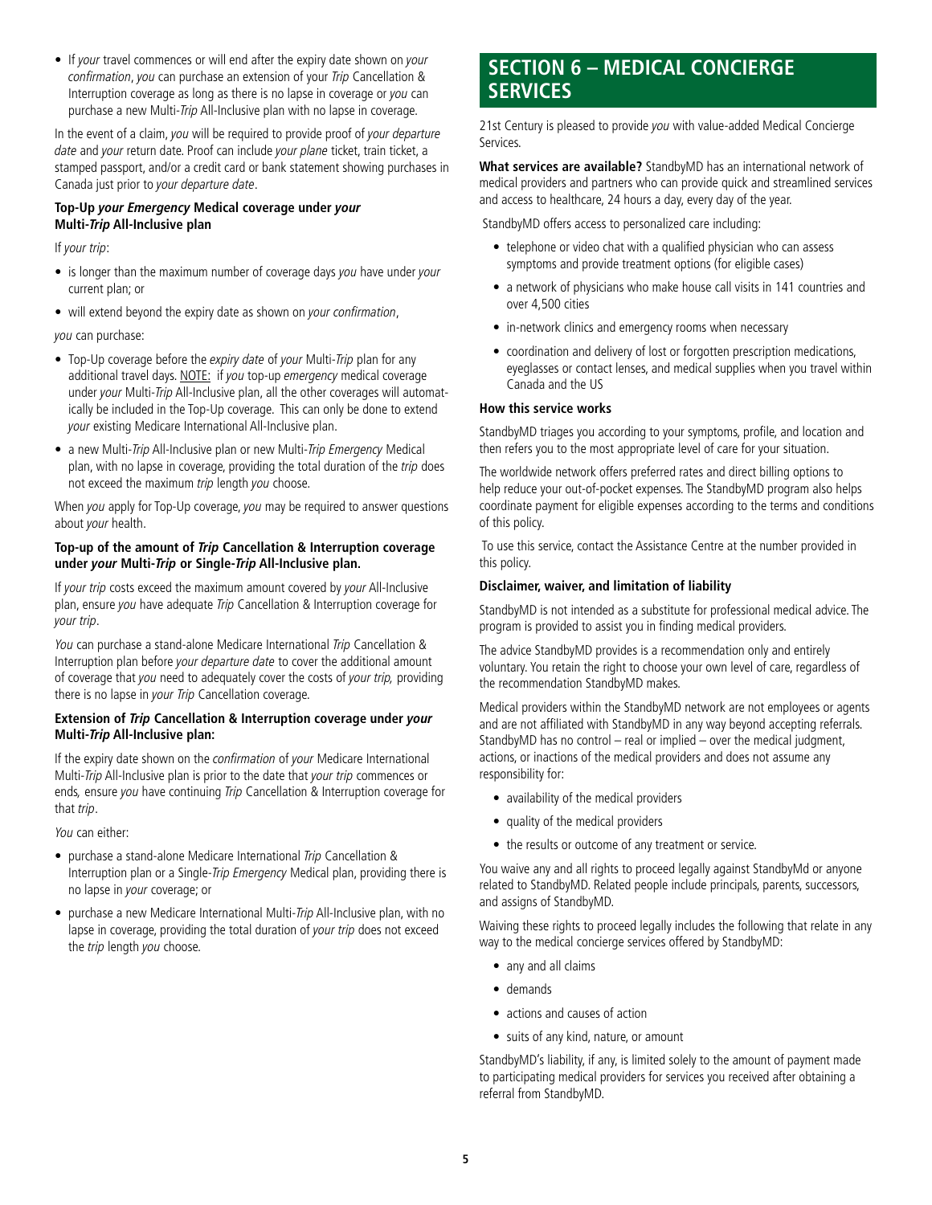- If *your* travel commences or will end after the expiry date shown on *your confirmation*, *you* can purchase an extension of your *Trip* Cancellation & Interruption coverage as long as there is no lapse in coverage or *you* can purchase a new Multi-*Trip* All-Inclusive plan with no lapse in coverage.

In the event of a claim, *you* will be required to provide proof of *your departure date* and *your* return date. Proof can include *your plane* ticket, train ticket, a stamped passport, and/or a credit card or bank statement showing purchases in Canada just prior to *your departure date*.

**Top-Up *your Emergency* Medical coverage under *your* Multi-*Trip* All-Inclusive plan**

If *your trip*:

- is longer than the maximum number of coverage days *you* have under *your* current plan; or
- will extend beyond the expiry date as shown on *your confirmation*,

*you* can purchase:

- Top-Up coverage before the *expiry date* of *your* Multi-*Trip* plan for any additional travel days. NOTE: if *you* top-up *emergency* medical coverage under *your* Multi-*Trip* All-Inclusive plan, all the other coverages will automatically be included in the Top-Up coverage. This can only be done to extend *your* existing Medicare International All-Inclusive plan.
- a new Multi-*Trip* All-Inclusive plan or new Multi-*Trip Emergency* Medical plan, with no lapse in coverage, providing the total duration of the *trip* does not exceed the maximum *trip* length *you* choose.

When *you* apply for Top-Up coverage, *you* may be required to answer questions about *your* health.

**Top-up of the amount of *Trip* Cancellation & Interruption coverage under *your* Multi-*Trip* or Single-*Trip* All-Inclusive plan.**

If *your trip* costs exceed the maximum amount covered by *your* All-Inclusive plan, ensure *you* have adequate *Trip* Cancellation & Interruption coverage for *your trip*.

*You* can purchase a stand-alone Medicare International *Trip* Cancellation & Interruption plan before *your departure date* to cover the additional amount of coverage that *you* need to adequately cover the costs of *your trip,* providing there is no lapse in *your Trip* Cancellation coverage.

**Extension of *Trip* Cancellation & Interruption coverage under *your* Multi-*Trip* All-Inclusive plan:**

If the expiry date shown on the *confirmation* of *your* Medicare International Multi-*Trip* All-Inclusive plan is prior to the date that *your trip* commences or ends, ensure *you* have continuing *Trip* Cancellation & Interruption coverage for that *trip*.

*You* can either:

- purchase a stand-alone Medicare International *Trip* Cancellation & Interruption plan or a Single-*Trip Emergency* Medical plan, providing there is no lapse in *your* coverage; or
- purchase a new Medicare International Multi-*Trip* All-Inclusive plan, with no lapse in coverage, providing the total duration of *your trip* does not exceed the *trip* length *you* choose.

## SECTION 6 – MEDICAL CONCIERGE SERVICES

21st Century is pleased to provide *you* with value-added Medical Concierge Services.

**What services are available?** StandbyMD has an international network of medical providers and partners who can provide quick and streamlined services and access to healthcare, 24 hours a day, every day of the year.

StandbyMD offers access to personalized care including:

- telephone or video chat with a qualified physician who can assess symptoms and provide treatment options (for eligible cases)
- a network of physicians who make house call visits in 141 countries and over 4,500 cities
- in-network clinics and emergency rooms when necessary
- coordination and delivery of lost or forgotten prescription medications, eyeglasses or contact lenses, and medical supplies when you travel within Canada and the US

**How this service works**

StandbyMD triages you according to your symptoms, profile, and location and then refers you to the most appropriate level of care for your situation.

The worldwide network offers preferred rates and direct billing options to help reduce your out-of-pocket expenses. The StandbyMD program also helps coordinate payment for eligible expenses according to the terms and conditions of this policy.

To use this service, contact the Assistance Centre at the number provided in this policy.

**Disclaimer, waiver, and limitation of liability**

StandbyMD is not intended as a substitute for professional medical advice. The program is provided to assist you in finding medical providers.

The advice StandbyMD provides is a recommendation only and entirely voluntary. You retain the right to choose your own level of care, regardless of the recommendation StandbyMD makes.

Medical providers within the StandbyMD network are not employees or agents and are not affiliated with StandbyMD in any way beyond accepting referrals. StandbyMD has no control – real or implied – over the medical judgment, actions, or inactions of the medical providers and does not assume any responsibility for:

- availability of the medical providers
- quality of the medical providers
- the results or outcome of any treatment or service.

You waive any and all rights to proceed legally against StandbyMd or anyone related to StandbyMD. Related people include principals, parents, successors, and assigns of StandbyMD.

Waiving these rights to proceed legally includes the following that relate in any way to the medical concierge services offered by StandbyMD:

- any and all claims
- demands
- actions and causes of action
- suits of any kind, nature, or amount

StandbyMD's liability, if any, is limited solely to the amount of payment made to participating medical providers for services you received after obtaining a referral from StandbyMD.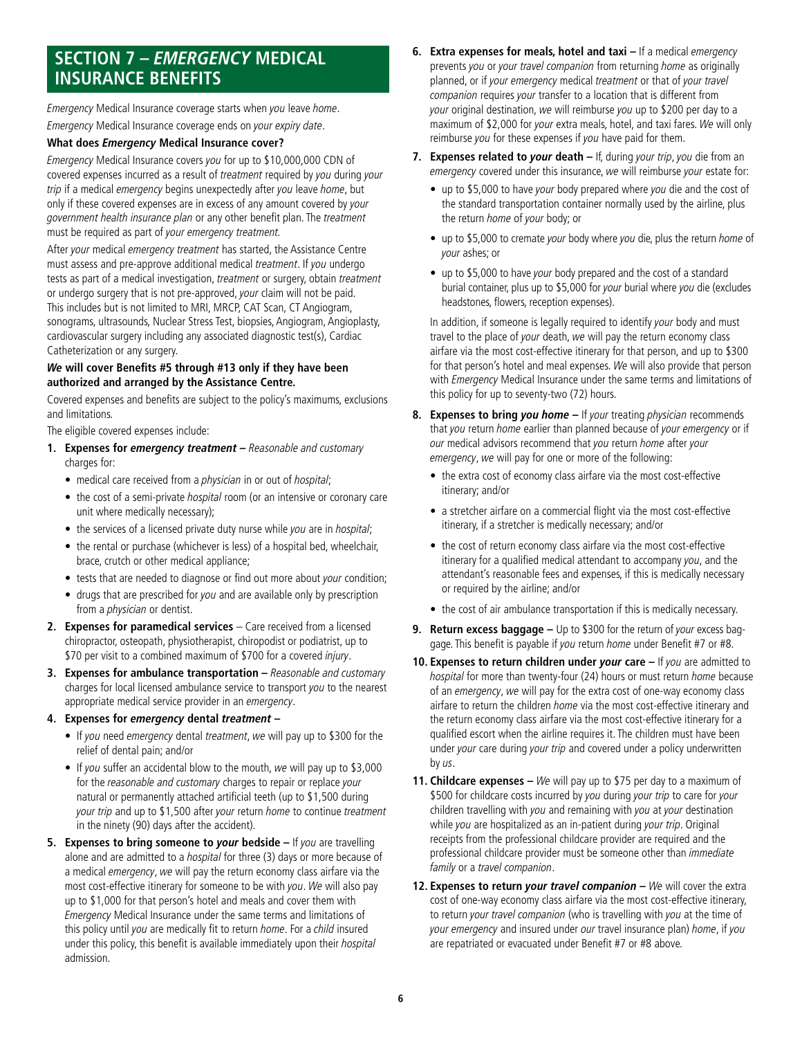## SECTION 7 – *EMERGENCY* MEDICAL INSURANCE BENEFITS

*Emergency* Medical Insurance coverage starts when *you* leave *home*.

*Emergency* Medical Insurance coverage ends on *your expiry date*.

**What does *Emergency* Medical Insurance cover?**

*Emergency* Medical Insurance covers *you* for up to $10,000,000 CDN of covered expenses incurred as a result of *treatment* required by *you* during *your trip* if a medical *emergency* begins unexpectedly after *you* leave *home*, but only if these covered expenses are in excess of any amount covered by *your government health insurance plan* or any other benefit plan. The *treatment* must be required as part of *your emergency treatment.*

After *your* medical *emergency treatment* has started, the Assistance Centre must assess and pre-approve additional medical *treatment*. If *you* undergo tests as part of a medical investigation, *treatment* or surgery, obtain *treatment* or undergo surgery that is not pre-approved, *your* claim will not be paid. This includes but is not limited to MRI, MRCP, CAT Scan, CT Angiogram, sonograms, ultrasounds, Nuclear Stress Test, biopsies, Angiogram, Angioplasty, cardiovascular surgery including any associated diagnostic test(s), Cardiac Catheterization or any surgery.

***We* will cover Benefits #5 through #13 only if they have been authorized and arranged by the Assistance Centre.**

Covered expenses and benefits are subject to the policy's maximums, exclusions and limitations.

The eligible covered expenses include:

1. **Expenses for *emergency treatment* –** *Reasonable and customary* charges for:
   - medical care received from a *physician* in or out of *hospital*;
   - the cost of a semi-private *hospital* room (or an intensive or coronary care unit where medically necessary);
   - the services of a licensed private duty nurse while *you* are in *hospital*;
   - the rental or purchase (whichever is less) of a hospital bed, wheelchair, brace, crutch or other medical appliance;
   - tests that are needed to diagnose or find out more about *your* condition;
   - drugs that are prescribed for *you* and are available only by prescription from a *physician* or dentist.
2. **Expenses for paramedical services** – Care received from a licensed chiropractor, osteopath, physiotherapist, chiropodist or podiatrist, up to $70 per visit to a combined maximum of $700 for a covered *injury*.
3. **Expenses for ambulance transportation –** *Reasonable and customary* charges for local licensed ambulance service to transport *you* to the nearest appropriate medical service provider in an *emergency*.
4. **Expenses for *emergency* dental *treatment* –**
   - If *you* need *emergency* dental *treatment*, *we* will pay up to $300 for the relief of dental pain; and/or
   - If *you* suffer an accidental blow to the mouth, *we* will pay up to $3,000 for the *reasonable and customary* charges to repair or replace *your* natural or permanently attached artificial teeth (up to $1,500 during *your trip* and up to $1,500 after *your* return *home* to continue *treatment* in the ninety (90) days after the accident).
5. **Expenses to bring someone to *your* bedside –** If *you* are travelling alone and are admitted to a *hospital* for three (3) days or more because of a medical *emergency*, *we* will pay the return economy class airfare via the most cost-effective itinerary for someone to be with *you*. *We* will also pay up to $1,000 for that person's hotel and meals and cover them with *Emergency* Medical Insurance under the same terms and limitations of this policy until *you* are medically fit to return *home*. For a *child* insured under this policy, this benefit is available immediately upon their *hospital* admission.
6. **Extra expenses for meals, hotel and taxi –** If a medical *emergency* prevents *you* or *your travel companion* from returning *home* as originally planned, or if *your emergency* medical *treatment* or that of *your travel companion* requires *your* transfer to a location that is different from *your* original destination, *we* will reimburse *you* up to $200 per day to a maximum of $2,000 for *your* extra meals, hotel, and taxi fares. *We* will only reimburse *you* for these expenses if *you* have paid for them.
7. **Expenses related to *your* death –** If, during *your trip*, *you* die from an *emergency* covered under this insurance, *we* will reimburse *your* estate for:
   - up to $5,000 to have *your* body prepared where *you* die and the cost of the standard transportation container normally used by the airline, plus the return *home* of *your* body; or
   - up to $5,000 to cremate *your* body where *you* die, plus the return *home* of *your* ashes; or
   - up to $5,000 to have *your* body prepared and the cost of a standard burial container, plus up to $5,000 for *your* burial where *you* die (excludes headstones, flowers, reception expenses).

   In addition, if someone is legally required to identify *your* body and must travel to the place of *your* death, *we* will pay the return economy class airfare via the most cost-effective itinerary for that person, and up to $300 for that person's hotel and meal expenses. *We* will also provide that person with *Emergency* Medical Insurance under the same terms and limitations of this policy for up to seventy-two (72) hours.
8. **Expenses to bring *you home* –** If *your* treating *physician* recommends that *you* return *home* earlier than planned because of *your emergency* or if *our* medical advisors recommend that *you* return *home* after *your emergency*, *we* will pay for one or more of the following:
   - the extra cost of economy class airfare via the most cost-effective itinerary; and/or
   - a stretcher airfare on a commercial flight via the most cost-effective itinerary, if a stretcher is medically necessary; and/or
   - the cost of return economy class airfare via the most cost-effective itinerary for a qualified medical attendant to accompany *you*, and the attendant's reasonable fees and expenses, if this is medically necessary or required by the airline; and/or
   - the cost of air ambulance transportation if this is medically necessary.
9. **Return excess baggage –** Up to $300 for the return of *your* excess baggage. This benefit is payable if *you* return *home* under Benefit #7 or #8.
10. **Expenses to return children under *your* care –** If *you* are admitted to *hospital* for more than twenty-four (24) hours or must return *home* because of an *emergency*, *we* will pay for the extra cost of one-way economy class airfare to return the children *home* via the most cost-effective itinerary and the return economy class airfare via the most cost-effective itinerary for a qualified escort when the airline requires it. The children must have been under *your* care during *your trip* and covered under a policy underwritten by *us*.
11. **Childcare expenses –** *We* will pay up to $75 per day to a maximum of $500 for childcare costs incurred by *you* during *your trip* to care for *your* children travelling with *you* and remaining with *you* at *your* destination while *you* are hospitalized as an in-patient during *your trip*. Original receipts from the professional childcare provider are required and the professional childcare provider must be someone other than *immediate family* or a *travel companion*.
12. **Expenses to return *your travel companion* –** *We* will cover the extra cost of one-way economy class airfare via the most cost-effective itinerary, to return *your travel companion* (who is travelling with *you* at the time of *your emergency* and insured under *our* travel insurance plan) *home*, if *you* are repatriated or evacuated under Benefit #7 or #8 above.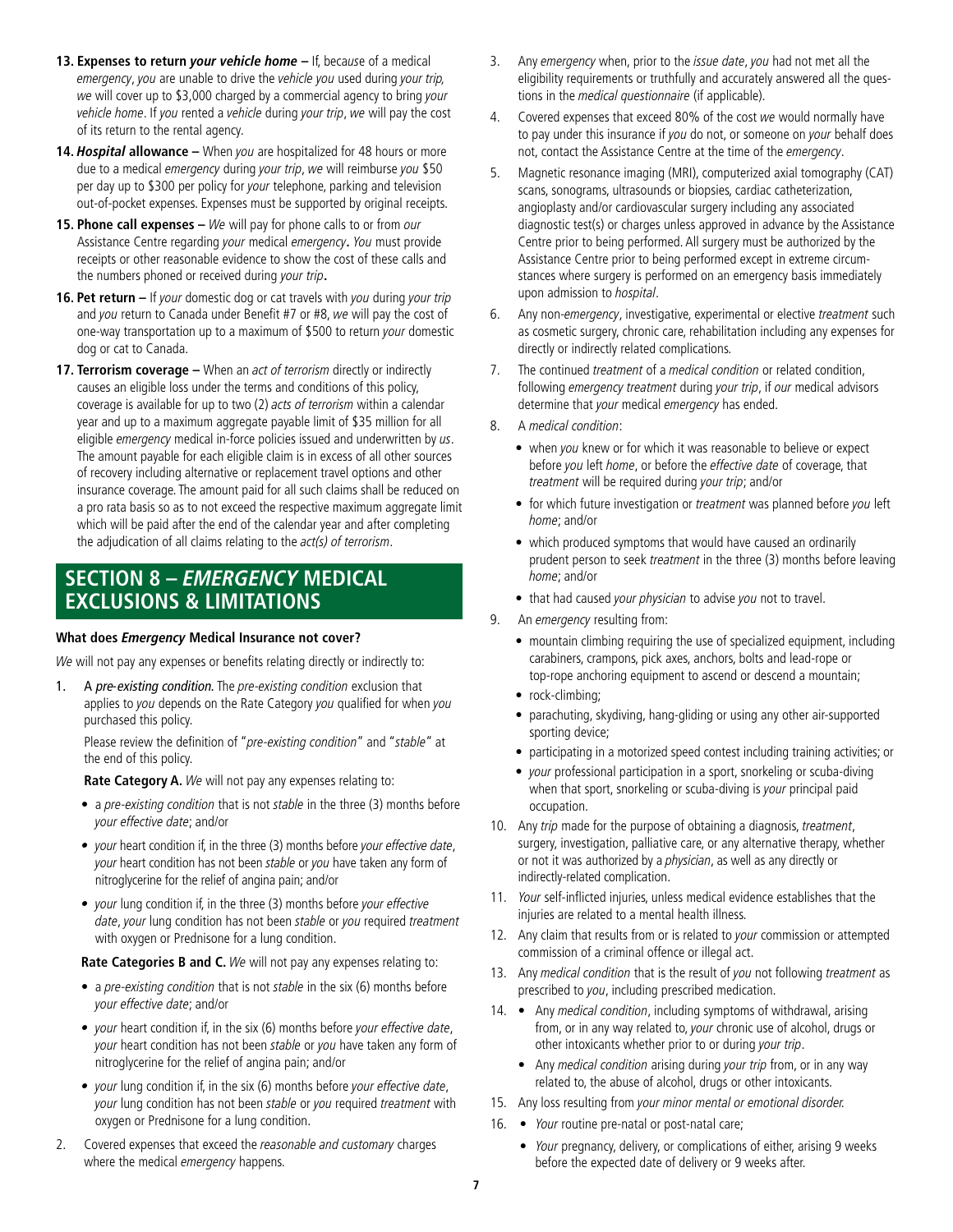13. **Expenses to return *your vehicle home* –** If, because of a medical *emergency*, *you* are unable to drive the *vehicle you* used during *your trip, we* will cover up to $3,000 charged by a commercial agency to bring *your vehicle home*. If *you* rented a *vehicle* during *your trip*, *we* will pay the cost of its return to the rental agency.

14. ***Hospital* allowance –** When *you* are hospitalized for 48 hours or more due to a medical *emergency* during *your trip*, *we* will reimburse *you* $50 per day up to $300 per policy for *your* telephone, parking and television out-of-pocket expenses. Expenses must be supported by original receipts.

15. **Phone call expenses –** *We* will pay for phone calls to or from *our* Assistance Centre regarding *your* medical *emergency*. *You* must provide receipts or other reasonable evidence to show the cost of these calls and the numbers phoned or received during *your trip*.

16. **Pet return –** If *your* domestic dog or cat travels with *you* during *your trip* and *you* return to Canada under Benefit #7 or #8, *we* will pay the cost of one-way transportation up to a maximum of $500 to return *your* domestic dog or cat to Canada.

17. **Terrorism coverage –** When an *act of terrorism* directly or indirectly causes an eligible loss under the terms and conditions of this policy, coverage is available for up to two (2) *acts of terrorism* within a calendar year and up to a maximum aggregate payable limit of $35 million for all eligible *emergency* medical in-force policies issued and underwritten by *us*. The amount payable for each eligible claim is in excess of all other sources of recovery including alternative or replacement travel options and other insurance coverage. The amount paid for all such claims shall be reduced on a pro rata basis so as to not exceed the respective maximum aggregate limit which will be paid after the end of the calendar year and after completing the adjudication of all claims relating to the *act(s) of terrorism*.

## SECTION 8 – *EMERGENCY* MEDICAL EXCLUSIONS & LIMITATIONS

**What does *Emergency* Medical Insurance not cover?**

*We* will not pay any expenses or benefits relating directly or indirectly to:

1. A *pre-existing condition.* The *pre-existing condition* exclusion that applies to *you* depends on the Rate Category *you* qualified for when *you* purchased this policy.

   Please review the definition of "*pre-existing condition*" and "*stable*" at the end of this policy.

   **Rate Category A.** *We* will not pay any expenses relating to:

   - a *pre-existing condition* that is not *stable* in the three (3) months before *your effective date*; and/or
   - *your* heart condition if, in the three (3) months before *your effective date*, *your* heart condition has not been *stable* or *you* have taken any form of nitroglycerine for the relief of angina pain; and/or
   - *your* lung condition if, in the three (3) months before *your effective date*, *your* lung condition has not been *stable* or *you* required *treatment* with oxygen or Prednisone for a lung condition.

   **Rate Categories B and C.** *We* will not pay any expenses relating to:

   - a *pre-existing condition* that is not *stable* in the six (6) months before *your effective date*; and/or
   - *your* heart condition if, in the six (6) months before *your effective date*, *your* heart condition has not been *stable* or *you* have taken any form of nitroglycerine for the relief of angina pain; and/or
   - *your* lung condition if, in the six (6) months before *your effective date*, *your* lung condition has not been *stable* or *you* required *treatment* with oxygen or Prednisone for a lung condition.

2. Covered expenses that exceed the *reasonable and customary* charges where the medical *emergency* happens.

3. Any *emergency* when, prior to the *issue date*, *you* had not met all the eligibility requirements or truthfully and accurately answered all the questions in the *medical questionnaire* (if applicable).

4. Covered expenses that exceed 80% of the cost *we* would normally have to pay under this insurance if *you* do not, or someone on *your* behalf does not, contact the Assistance Centre at the time of the *emergency*.

5. Magnetic resonance imaging (MRI), computerized axial tomography (CAT) scans, sonograms, ultrasounds or biopsies, cardiac catheterization, angioplasty and/or cardiovascular surgery including any associated diagnostic test(s) or charges unless approved in advance by the Assistance Centre prior to being performed. All surgery must be authorized by the Assistance Centre prior to being performed except in extreme circumstances where surgery is performed on an emergency basis immediately upon admission to *hospital*.

6. Any non-*emergency*, investigative, experimental or elective *treatment* such as cosmetic surgery, chronic care, rehabilitation including any expenses for directly or indirectly related complications.

7. The continued *treatment* of a *medical condition* or related condition, following *emergency treatment* during *your trip*, if *our* medical advisors determine that *your* medical *emergency* has ended.

8. A *medical condition*:
   - when *you* knew or for which it was reasonable to believe or expect before *you* left *home*, or before the *effective date* of coverage, that *treatment* will be required during *your trip*; and/or
   - for which future investigation or *treatment* was planned before *you* left *home*; and/or
   - which produced symptoms that would have caused an ordinarily prudent person to seek *treatment* in the three (3) months before leaving *home*; and/or
   - that had caused *your physician* to advise *you* not to travel.

9. An *emergency* resulting from:
   - mountain climbing requiring the use of specialized equipment, including carabiners, crampons, pick axes, anchors, bolts and lead-rope or top-rope anchoring equipment to ascend or descend a mountain;
   - rock-climbing;
   - parachuting, skydiving, hang-gliding or using any other air-supported sporting device;
   - participating in a motorized speed contest including training activities; or
   - *your* professional participation in a sport, snorkeling or scuba-diving when that sport, snorkeling or scuba-diving is *your* principal paid occupation.

10. Any *trip* made for the purpose of obtaining a diagnosis, *treatment*, surgery, investigation, palliative care, or any alternative therapy, whether or not it was authorized by a *physician*, as well as any directly or indirectly-related complication.

11. *Your* self-inflicted injuries, unless medical evidence establishes that the injuries are related to a mental health illness.

12. Any claim that results from or is related to *your* commission or attempted commission of a criminal offence or illegal act.

13. Any *medical condition* that is the result of *you* not following *treatment* as prescribed to *you*, including prescribed medication.

14. - Any *medical condition*, including symptoms of withdrawal, arising from, or in any way related to, *your* chronic use of alcohol, drugs or other intoxicants whether prior to or during *your trip*.
    - Any *medical condition* arising during *your trip* from, or in any way related to, the abuse of alcohol, drugs or other intoxicants.

15. Any loss resulting from *your minor mental or emotional disorder.*

16. - *Your* routine pre-natal or post-natal care;
    - *Your* pregnancy, delivery, or complications of either, arising 9 weeks before the expected date of delivery or 9 weeks after.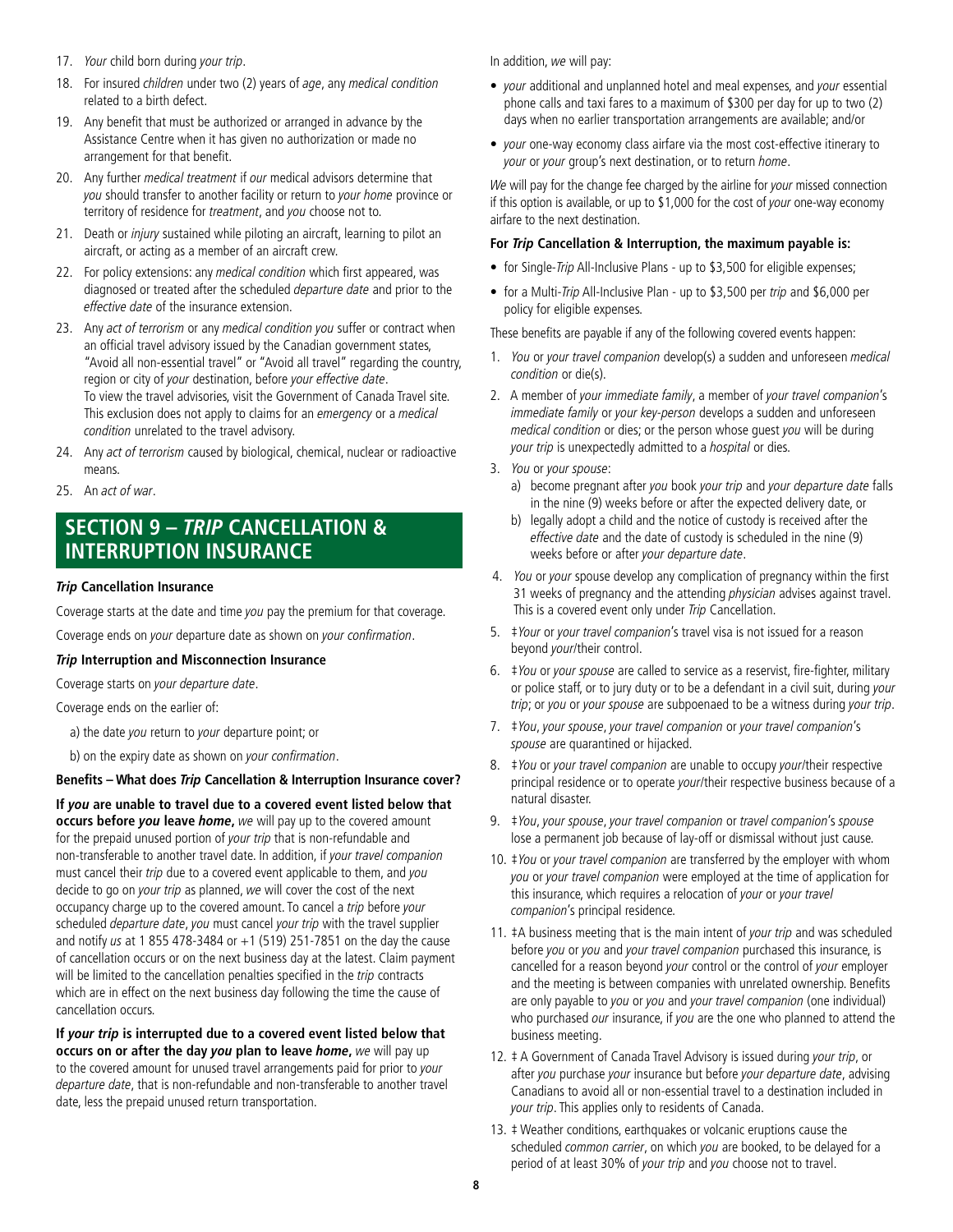17. *Your* child born during *your trip*.
18. For insured *children* under two (2) years of *age*, any *medical condition* related to a birth defect.
19. Any benefit that must be authorized or arranged in advance by the Assistance Centre when it has given no authorization or made no arrangement for that benefit.
20. Any further *medical treatment* if *our* medical advisors determine that *you* should transfer to another facility or return to *your home* province or territory of residence for *treatment*, and *you* choose not to.
21. Death or *injury* sustained while piloting an aircraft, learning to pilot an aircraft, or acting as a member of an aircraft crew.
22. For policy extensions: any *medical condition* which first appeared, was diagnosed or treated after the scheduled *departure date* and prior to the *effective date* of the insurance extension.
23. Any *act of terrorism* or any *medical condition you* suffer or contract when an official travel advisory issued by the Canadian government states, "Avoid all non-essential travel" or "Avoid all travel" regarding the country, region or city of *your* destination, before *your effective date*. To view the travel advisories, visit the Government of Canada Travel site. This exclusion does not apply to claims for an *emergency* or a *medical condition* unrelated to the travel advisory.
24. Any *act of terrorism* caused by biological, chemical, nuclear or radioactive means.
25. An *act of war*.

## SECTION 9 – *TRIP* CANCELLATION & INTERRUPTION INSURANCE

**_Trip_ Cancellation Insurance**

Coverage starts at the date and time *you* pay the premium for that coverage.

Coverage ends on *your* departure date as shown on *your confirmation*.

**_Trip_ Interruption and Misconnection Insurance**

Coverage starts on *your departure date*.

Coverage ends on the earlier of:

a) the date *you* return to *your* departure point; or

b) on the expiry date as shown on *your confirmation*.

**Benefits – What does _Trip_ Cancellation & Interruption Insurance cover?**

**If _you_ are unable to travel due to a covered event listed below that occurs before _you_ leave _home_,** *we* will pay up to the covered amount for the prepaid unused portion of *your trip* that is non-refundable and non-transferable to another travel date. In addition, if *your travel companion* must cancel their *trip* due to a covered event applicable to them, and *you* decide to go on *your trip* as planned, *we* will cover the cost of the next occupancy charge up to the covered amount. To cancel a *trip* before *your* scheduled *departure date*, *you* must cancel *your trip* with the travel supplier and notify *us* at 1 855 478-3484 or +1 (519) 251-7851 on the day the cause of cancellation occurs or on the next business day at the latest. Claim payment will be limited to the cancellation penalties specified in the *trip* contracts which are in effect on the next business day following the time the cause of cancellation occurs.

**If _your trip_ is interrupted due to a covered event listed below that occurs on or after the day _you_ plan to leave _home_,** *we* will pay up to the covered amount for unused travel arrangements paid for prior to *your departure date*, that is non-refundable and non-transferable to another travel date, less the prepaid unused return transportation.

In addition, *we* will pay:

- *your* additional and unplanned hotel and meal expenses, and *your* essential phone calls and taxi fares to a maximum of $300 per day for up to two (2) days when no earlier transportation arrangements are available; and/or
- *your* one-way economy class airfare via the most cost-effective itinerary to *your* or *your* group's next destination, or to return *home*.

*We* will pay for the change fee charged by the airline for *your* missed connection if this option is available, or up to $1,000 for the cost of *your* one-way economy airfare to the next destination.

**For _Trip_ Cancellation & Interruption, the maximum payable is:**

- for Single-*Trip* All-Inclusive Plans - up to $3,500 for eligible expenses;
- for a Multi-*Trip* All-Inclusive Plan - up to $3,500 per *trip* and $6,000 per policy for eligible expenses.

These benefits are payable if any of the following covered events happen:

1. *You* or *your travel companion* develop(s) a sudden and unforeseen *medical condition* or die(s).
2. A member of *your immediate family*, a member of *your travel companion*'s *immediate family* or *your key-person* develops a sudden and unforeseen *medical condition* or dies; or the person whose guest *you* will be during *your trip* is unexpectedly admitted to a *hospital* or dies.
3. *You* or *your spouse*:
   a) become pregnant after *you* book *your trip* and *your departure date* falls in the nine (9) weeks before or after the expected delivery date, or
   b) legally adopt a child and the notice of custody is received after the *effective date* and the date of custody is scheduled in the nine (9) weeks before or after *your departure date*.
4. *You* or *your* spouse develop any complication of pregnancy within the first 31 weeks of pregnancy and the attending *physician* advises against travel. This is a covered event only under *Trip* Cancellation.
5. ‡*Your* or *your travel companion*'s travel visa is not issued for a reason beyond *your*/their control.
6. ‡*You* or *your spouse* are called to service as a reservist, fire-fighter, military or police staff, or to jury duty or to be a defendant in a civil suit, during *your trip*; or *you* or *your spouse* are subpoenaed to be a witness during *your trip*.
7. ‡*You*, *your spouse*, *your travel companion* or *your travel companion*'s *spouse* are quarantined or hijacked.
8. ‡*You* or *your travel companion* are unable to occupy *your*/their respective principal residence or to operate *your*/their respective business because of a natural disaster.
9. ‡*You*, *your spouse*, *your travel companion* or *travel companion*'s *spouse* lose a permanent job because of lay-off or dismissal without just cause.
10. ‡*You* or *your travel companion* are transferred by the employer with whom *you* or *your travel companion* were employed at the time of application for this insurance, which requires a relocation of *your* or *your travel companion*'s principal residence.
11. ‡A business meeting that is the main intent of *your trip* and was scheduled before *you* or *you* and *your travel companion* purchased this insurance, is cancelled for a reason beyond *your* control or the control of *your* employer and the meeting is between companies with unrelated ownership. Benefits are only payable to *you* or *you* and *your travel companion* (one individual) who purchased *our* insurance, if *you* are the one who planned to attend the business meeting.
12. ‡ A Government of Canada Travel Advisory is issued during *your trip*, or after *you* purchase *your* insurance but before *your departure date*, advising Canadians to avoid all or non-essential travel to a destination included in *your trip*. This applies only to residents of Canada.
13. ‡ Weather conditions, earthquakes or volcanic eruptions cause the scheduled *common carrier*, on which *you* are booked, to be delayed for a period of at least 30% of *your trip* and *you* choose not to travel.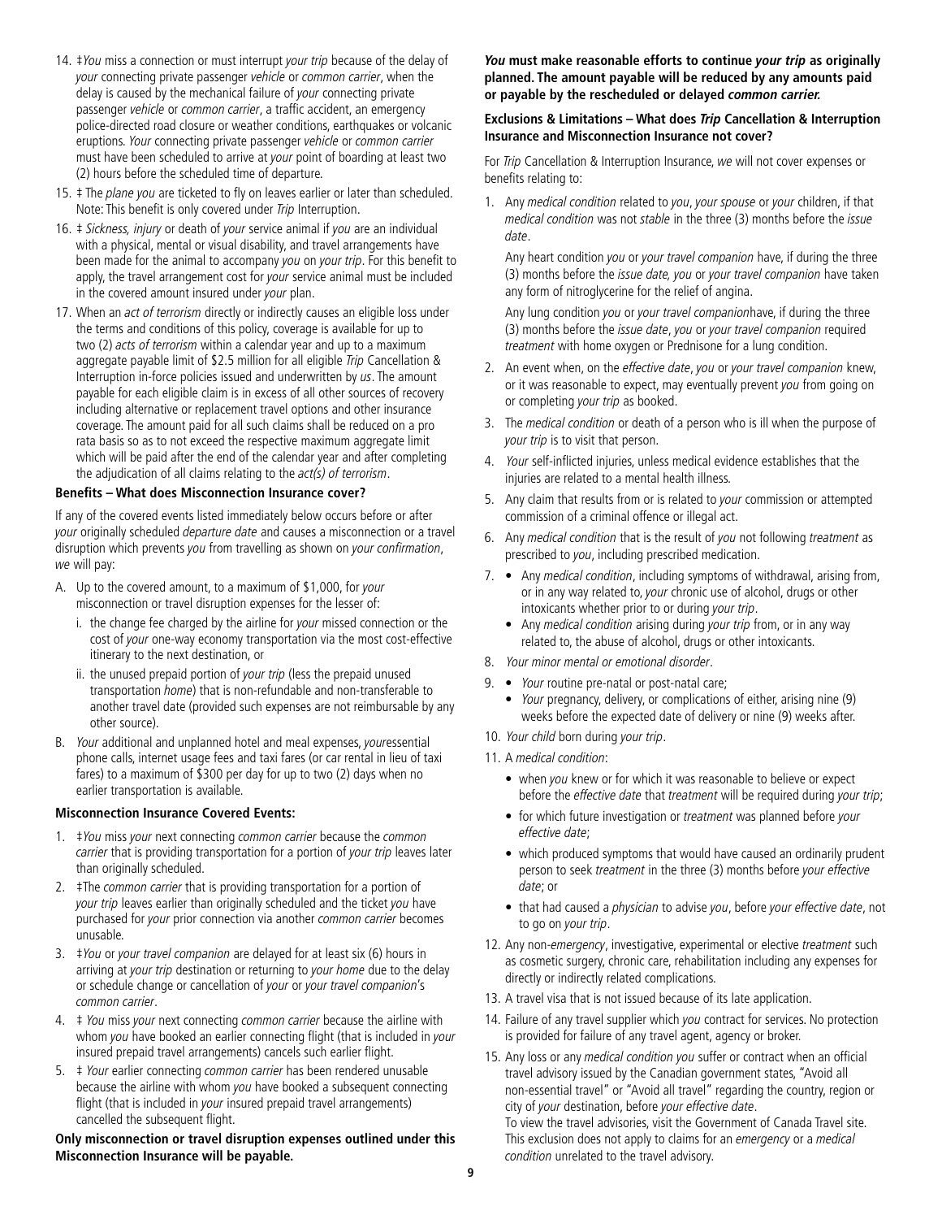14. ‡*You* miss a connection or must interrupt *your trip* because of the delay of *your* connecting private passenger *vehicle* or *common carrier*, when the delay is caused by the mechanical failure of *your* connecting private passenger *vehicle* or *common carrier*, a traffic accident, an emergency police-directed road closure or weather conditions, earthquakes or volcanic eruptions. *Your* connecting private passenger *vehicle* or *common carrier* must have been scheduled to arrive at *your* point of boarding at least two (2) hours before the scheduled time of departure.
15. ‡ The *plane you* are ticketed to fly on leaves earlier or later than scheduled. Note: This benefit is only covered under *Trip* Interruption.
16. ‡ *Sickness, injury* or death of *your* service animal if *you* are an individual with a physical, mental or visual disability, and travel arrangements have been made for the animal to accompany *you* on *your trip*. For this benefit to apply, the travel arrangement cost for *your* service animal must be included in the covered amount insured under *your* plan.
17. When an *act of terrorism* directly or indirectly causes an eligible loss under the terms and conditions of this policy, coverage is available for up to two (2) *acts of terrorism* within a calendar year and up to a maximum aggregate payable limit of $2.5 million for all eligible *Trip* Cancellation & Interruption in-force policies issued and underwritten by *us*. The amount payable for each eligible claim is in excess of all other sources of recovery including alternative or replacement travel options and other insurance coverage. The amount paid for all such claims shall be reduced on a pro rata basis so as to not exceed the respective maximum aggregate limit which will be paid after the end of the calendar year and after completing the adjudication of all claims relating to the *act(s) of terrorism*.

**Benefits – What does Misconnection Insurance cover?**

If any of the covered events listed immediately below occurs before or after *your* originally scheduled *departure date* and causes a misconnection or a travel disruption which prevents *you* from travelling as shown on *your confirmation*, *we* will pay:

A. Up to the covered amount, to a maximum of $1,000, for *your* misconnection or travel disruption expenses for the lesser of:
   i. the change fee charged by the airline for *your* missed connection or the cost of *your* one-way economy transportation via the most cost-effective itinerary to the next destination, or
   ii. the unused prepaid portion of *your trip* (less the prepaid unused transportation *home*) that is non-refundable and non-transferable to another travel date (provided such expenses are not reimbursable by any other source).
B. *Your* additional and unplanned hotel and meal expenses, *your*essential phone calls, internet usage fees and taxi fares (or car rental in lieu of taxi fares) to a maximum of $300 per day for up to two (2) days when no earlier transportation is available.

**Misconnection Insurance Covered Events:**

1. ‡*You* miss *your* next connecting *common carrier* because the *common carrier* that is providing transportation for a portion of *your trip* leaves later than originally scheduled.
2. ‡The *common carrier* that is providing transportation for a portion of *your trip* leaves earlier than originally scheduled and the ticket *you* have purchased for *your* prior connection via another *common carrier* becomes unusable.
3. ‡*You* or *your travel companion* are delayed for at least six (6) hours in arriving at *your trip* destination or returning to *your home* due to the delay or schedule change or cancellation of *your* or *your travel companion*'s *common carrier*.
4. ‡ *You* miss *your* next connecting *common carrier* because the airline with whom *you* have booked an earlier connecting flight (that is included in *your* insured prepaid travel arrangements) cancels such earlier flight.
5. ‡ *Your* earlier connecting *common carrier* has been rendered unusable because the airline with whom *you* have booked a subsequent connecting flight (that is included in *your* insured prepaid travel arrangements) cancelled the subsequent flight.

**Only misconnection or travel disruption expenses outlined under this Misconnection Insurance will be payable.**

***You* must make reasonable efforts to continue *your trip* as originally planned. The amount payable will be reduced by any amounts paid or payable by the rescheduled or delayed *common carrier.***

**Exclusions & Limitations – What does *Trip* Cancellation & Interruption Insurance and Misconnection Insurance not cover?**

For *Trip* Cancellation & Interruption Insurance, *we* will not cover expenses or benefits relating to:

1. Any *medical condition* related to *you*, *your spouse* or *your* children, if that *medical condition* was not *stable* in the three (3) months before the *issue date*.

   Any heart condition *you* or *your travel companion* have, if during the three (3) months before the *issue date*, *you* or *your travel companion* have taken any form of nitroglycerine for the relief of angina.

   Any lung condition *you* or *your travel companion*have, if during the three (3) months before the *issue date*, *you* or *your travel companion* required *treatment* with home oxygen or Prednisone for a lung condition.
2. An event when, on the *effective date*, *you* or *your travel companion* knew, or it was reasonable to expect, may eventually prevent *you* from going on or completing *your trip* as booked.
3. The *medical condition* or death of a person who is ill when the purpose of *your trip* is to visit that person.
4. *Your* self-inflicted injuries, unless medical evidence establishes that the injuries are related to a mental health illness.
5. Any claim that results from or is related to *your* commission or attempted commission of a criminal offence or illegal act.
6. Any *medical condition* that is the result of *you* not following *treatment* as prescribed to *you*, including prescribed medication.
7. • Any *medical condition*, including symptoms of withdrawal, arising from, or in any way related to, *your* chronic use of alcohol, drugs or other intoxicants whether prior to or during *your trip*.
   • Any *medical condition* arising during *your trip* from, or in any way related to, the abuse of alcohol, drugs or other intoxicants.
8. *Your minor mental or emotional disorder*.
9. • *Your* routine pre-natal or post-natal care;
   • *Your* pregnancy, delivery, or complications of either, arising nine (9) weeks before the expected date of delivery or nine (9) weeks after.
10. *Your child* born during *your trip*.
11. A *medical condition*:
    - when *you* knew or for which it was reasonable to believe or expect before the *effective date* that *treatment* will be required during *your trip*;
    - for which future investigation or *treatment* was planned before *your effective date*;
    - which produced symptoms that would have caused an ordinarily prudent person to seek *treatment* in the three (3) months before *your effective date*; or
    - that had caused a *physician* to advise *you*, before *your effective date*, not to go on *your trip*.
12. Any non-*emergency*, investigative, experimental or elective *treatment* such as cosmetic surgery, chronic care, rehabilitation including any expenses for directly or indirectly related complications.
13. A travel visa that is not issued because of its late application.
14. Failure of any travel supplier which *you* contract for services. No protection is provided for failure of any travel agent, agency or broker.
15. Any loss or any *medical condition you* suffer or contract when an official travel advisory issued by the Canadian government states, "Avoid all non-essential travel" or "Avoid all travel" regarding the country, region or city of *your* destination, before *your effective date*.
    To view the travel advisories, visit the Government of Canada Travel site. This exclusion does not apply to claims for an *emergency* or a *medical condition* unrelated to the travel advisory.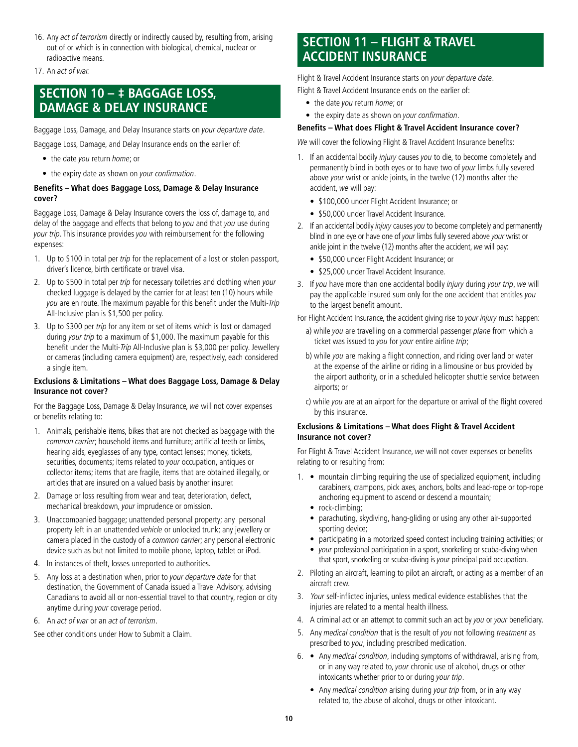16. Any *act of terrorism* directly or indirectly caused by, resulting from, arising out of or which is in connection with biological, chemical, nuclear or radioactive means.
17. An *act of war.*

## SECTION 10 – ‡ BAGGAGE LOSS, DAMAGE & DELAY INSURANCE

Baggage Loss, Damage, and Delay Insurance starts on *your departure date*.

Baggage Loss, Damage, and Delay Insurance ends on the earlier of:

- the date *you* return *home*; or
- the expiry date as shown on *your confirmation*.

**Benefits – What does Baggage Loss, Damage & Delay Insurance cover?**

Baggage Loss, Damage & Delay Insurance covers the loss of, damage to, and delay of the baggage and effects that belong to *you* and that *you* use during *your trip*. This insurance provides *you* with reimbursement for the following expenses:

1. Up to $100 in total per *trip* for the replacement of a lost or stolen passport, driver's licence, birth certificate or travel visa.
2. Up to $500 in total per *trip* for necessary toiletries and clothing when *your* checked luggage is delayed by the carrier for at least ten (10) hours while *you* are en route. The maximum payable for this benefit under the Multi-*Trip* All-Inclusive plan is $1,500 per policy.
3. Up to $300 per *trip* for any item or set of items which is lost or damaged during *your trip* to a maximum of $1,000. The maximum payable for this benefit under the Multi-*Trip* All-Inclusive plan is $3,000 per policy. Jewellery or cameras (including camera equipment) are, respectively, each considered a single item.

**Exclusions & Limitations – What does Baggage Loss, Damage & Delay Insurance not cover?**

For the Baggage Loss, Damage & Delay Insurance, *we* will not cover expenses or benefits relating to:

1. Animals, perishable items, bikes that are not checked as baggage with the *common carrier*; household items and furniture; artificial teeth or limbs, hearing aids, eyeglasses of any type, contact lenses; money, tickets, securities, documents; items related to *your* occupation, antiques or collector items; items that are fragile, items that are obtained illegally, or articles that are insured on a valued basis by another insurer.
2. Damage or loss resulting from wear and tear, deterioration, defect, mechanical breakdown, *your* imprudence or omission.
3. Unaccompanied baggage; unattended personal property; any personal property left in an unattended *vehicle* or unlocked trunk; any jewellery or camera placed in the custody of a *common carrier*; any personal electronic device such as but not limited to mobile phone, laptop, tablet or iPod.
4. In instances of theft, losses unreported to authorities.
5. Any loss at a destination when, prior to *your departure date* for that destination, the Government of Canada issued a Travel Advisory, advising Canadians to avoid all or non-essential travel to that country, region or city anytime during *your* coverage period.
6. An *act of war* or an *act of terrorism*.

See other conditions under How to Submit a Claim.

## SECTION 11 – FLIGHT & TRAVEL ACCIDENT INSURANCE

Flight & Travel Accident Insurance starts on *your departure date*.

Flight & Travel Accident Insurance ends on the earlier of:

- the date *you* return *home*; or
- the expiry date as shown on *your confirmation*.

**Benefits – What does Flight & Travel Accident Insurance cover?**

*We* will cover the following Flight & Travel Accident Insurance benefits:

1. If an accidental bodily *injury* causes *you* to die, to become completely and permanently blind in both eyes or to have two of *your* limbs fully severed above *your* wrist or ankle joints, in the twelve (12) months after the accident, *we* will pay:
   - $100,000 under Flight Accident Insurance; or
   - $50,000 under Travel Accident Insurance.
2. If an accidental bodily *injury* causes *you* to become completely and permanently blind in one eye or have one of *your* limbs fully severed above *your* wrist or ankle joint in the twelve (12) months after the accident, *we* will pay:
   - $50,000 under Flight Accident Insurance; or
   - $25,000 under Travel Accident Insurance.
3. If *you* have more than one accidental bodily *injury* during *your trip*, *we* will pay the applicable insured sum only for the one accident that entitles *you* to the largest benefit amount.

For Flight Accident Insurance, the accident giving rise to *your injury* must happen:

a) while *you* are travelling on a commercial passenger *plane* from which a ticket was issued to *you* for *your* entire airline *trip*;

b) while *you* are making a flight connection, and riding over land or water at the expense of the airline or riding in a limousine or bus provided by the airport authority, or in a scheduled helicopter shuttle service between airports; or

c) while *you* are at an airport for the departure or arrival of the flight covered by this insurance.

**Exclusions & Limitations – What does Flight & Travel Accident Insurance not cover?**

For Flight & Travel Accident Insurance, *we* will not cover expenses or benefits relating to or resulting from:

1. - mountain climbing requiring the use of specialized equipment, including carabiners, crampons, pick axes, anchors, bolts and lead-rope or top-rope anchoring equipment to ascend or descend a mountain;
   - rock-climbing;
   - parachuting, skydiving, hang-gliding or using any other air-supported sporting device;
   - participating in a motorized speed contest including training activities; or
   - *your* professional participation in a sport, snorkeling or scuba-diving when that sport, snorkeling or scuba-diving is *your* principal paid occupation.
2. Piloting an aircraft, learning to pilot an aircraft, or acting as a member of an aircraft crew.
3. *Your* self-inflicted injuries, unless medical evidence establishes that the injuries are related to a mental health illness.
4. A criminal act or an attempt to commit such an act by *you* or *your* beneficiary.
5. Any *medical condition* that is the result of *you* not following *treatment* as prescribed to *you*, including prescribed medication.
6. - Any *medical condition*, including symptoms of withdrawal, arising from, or in any way related to, *your* chronic use of alcohol, drugs or other intoxicants whether prior to or during *your trip*.
   - Any *medical condition* arising during *your trip* from, or in any way related to, the abuse of alcohol, drugs or other intoxicant.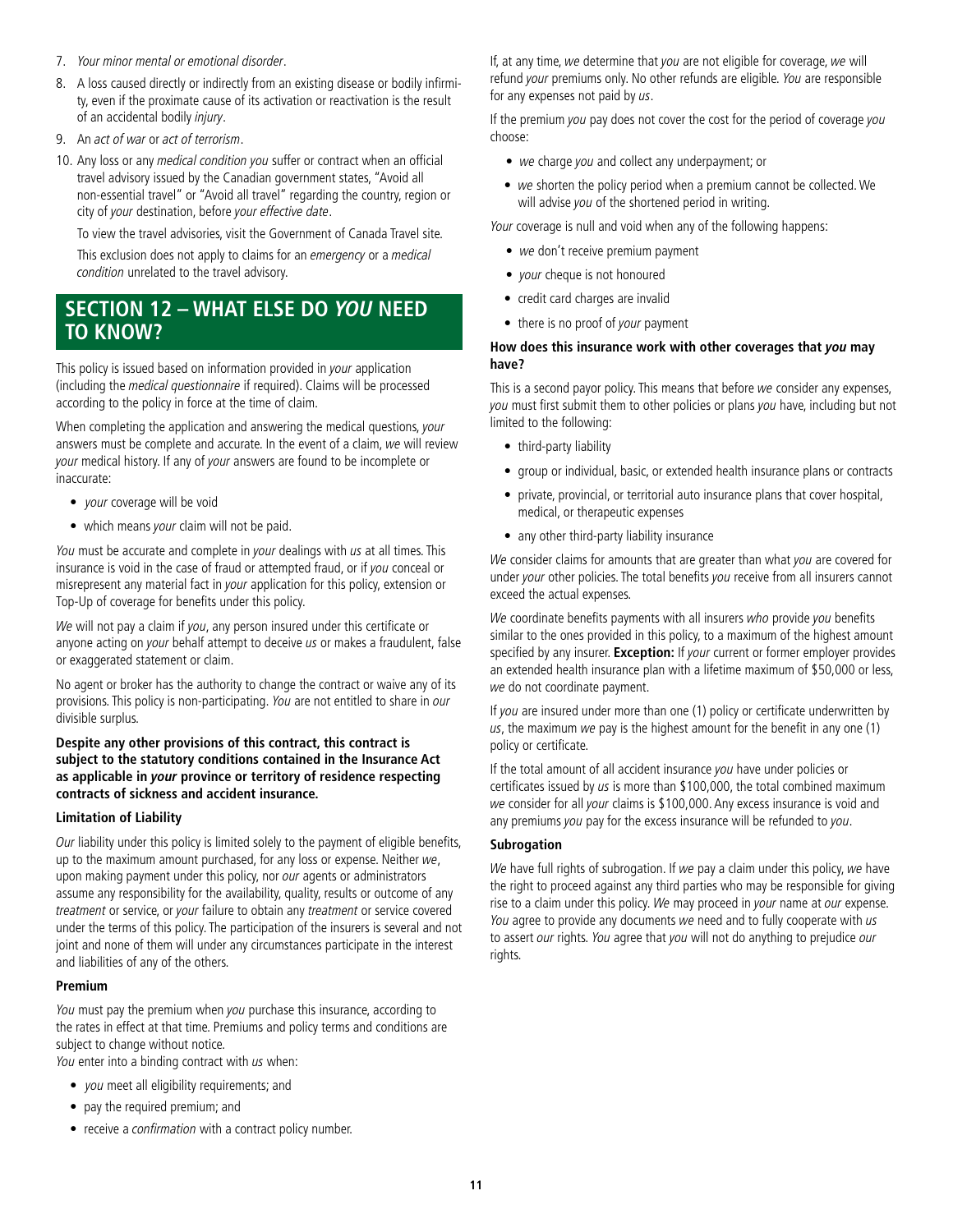7. *Your minor mental or emotional disorder*.
8. A loss caused directly or indirectly from an existing disease or bodily infirmity, even if the proximate cause of its activation or reactivation is the result of an accidental bodily *injury*.
9. An *act of war* or *act of terrorism*.
10. Any loss or any *medical condition you* suffer or contract when an official travel advisory issued by the Canadian government states, "Avoid all non-essential travel" or "Avoid all travel" regarding the country, region or city of *your* destination, before *your effective date*.

    To view the travel advisories, visit the Government of Canada Travel site.

    This exclusion does not apply to claims for an *emergency* or a *medical condition* unrelated to the travel advisory.

## SECTION 12 – WHAT ELSE DO *YOU* NEED TO KNOW?

This policy is issued based on information provided in *your* application (including the *medical questionnaire* if required). Claims will be processed according to the policy in force at the time of claim.

When completing the application and answering the medical questions, *your* answers must be complete and accurate. In the event of a claim, *we* will review *your* medical history. If any of *your* answers are found to be incomplete or inaccurate:

- *your* coverage will be void
- which means *your* claim will not be paid.

*You* must be accurate and complete in *your* dealings with *us* at all times. This insurance is void in the case of fraud or attempted fraud, or if *you* conceal or misrepresent any material fact in *your* application for this policy, extension or Top-Up of coverage for benefits under this policy.

*We* will not pay a claim if *you*, any person insured under this certificate or anyone acting on *your* behalf attempt to deceive *us* or makes a fraudulent, false or exaggerated statement or claim.

No agent or broker has the authority to change the contract or waive any of its provisions. This policy is non-participating. *You* are not entitled to share in *our* divisible surplus.

**Despite any other provisions of this contract, this contract is subject to the statutory conditions contained in the Insurance Act as applicable in *your* province or territory of residence respecting contracts of sickness and accident insurance.**

### Limitation of Liability

*Our* liability under this policy is limited solely to the payment of eligible benefits, up to the maximum amount purchased, for any loss or expense. Neither *we*, upon making payment under this policy, nor *our* agents or administrators assume any responsibility for the availability, quality, results or outcome of any *treatment* or service, or *your* failure to obtain any *treatment* or service covered under the terms of this policy. The participation of the insurers is several and not joint and none of them will under any circumstances participate in the interest and liabilities of any of the others.

### Premium

*You* must pay the premium when *you* purchase this insurance, according to the rates in effect at that time. Premiums and policy terms and conditions are subject to change without notice.

*You* enter into a binding contract with *us* when:

- *you* meet all eligibility requirements; and
- pay the required premium; and
- receive a *confirmation* with a contract policy number.

If, at any time, *we* determine that *you* are not eligible for coverage, *we* will refund *your* premiums only. No other refunds are eligible. *You* are responsible for any expenses not paid by *us*.

If the premium *you* pay does not cover the cost for the period of coverage *you* choose:

- *we* charge *you* and collect any underpayment; or
- *we* shorten the policy period when a premium cannot be collected. We will advise *you* of the shortened period in writing.

*Your* coverage is null and void when any of the following happens:

- *we* don't receive premium payment
- *your* cheque is not honoured
- credit card charges are invalid
- there is no proof of *your* payment

### How does this insurance work with other coverages that *you* may have?

This is a second payor policy. This means that before *we* consider any expenses, *you* must first submit them to other policies or plans *you* have, including but not limited to the following:

- third-party liability
- group or individual, basic, or extended health insurance plans or contracts
- private, provincial, or territorial auto insurance plans that cover hospital, medical, or therapeutic expenses
- any other third-party liability insurance

*We* consider claims for amounts that are greater than what *you* are covered for under *your* other policies. The total benefits *you* receive from all insurers cannot exceed the actual expenses.

*We* coordinate benefits payments with all insurers *who* provide *you* benefits similar to the ones provided in this policy, to a maximum of the highest amount specified by any insurer. **Exception:** If *your* current or former employer provides an extended health insurance plan with a lifetime maximum of $50,000 or less, *we* do not coordinate payment.

If *you* are insured under more than one (1) policy or certificate underwritten by *us*, the maximum *we* pay is the highest amount for the benefit in any one (1) policy or certificate.

If the total amount of all accident insurance *you* have under policies or certificates issued by *us* is more than $100,000, the total combined maximum *we* consider for all *your* claims is $100,000. Any excess insurance is void and any premiums *you* pay for the excess insurance will be refunded to *you*.

### Subrogation

*We* have full rights of subrogation. If *we* pay a claim under this policy, *we* have the right to proceed against any third parties who may be responsible for giving rise to a claim under this policy. *We* may proceed in *your* name at *our* expense. *You* agree to provide any documents *we* need and to fully cooperate with *us* to assert *our* rights. *You* agree that *you* will not do anything to prejudice *our* rights.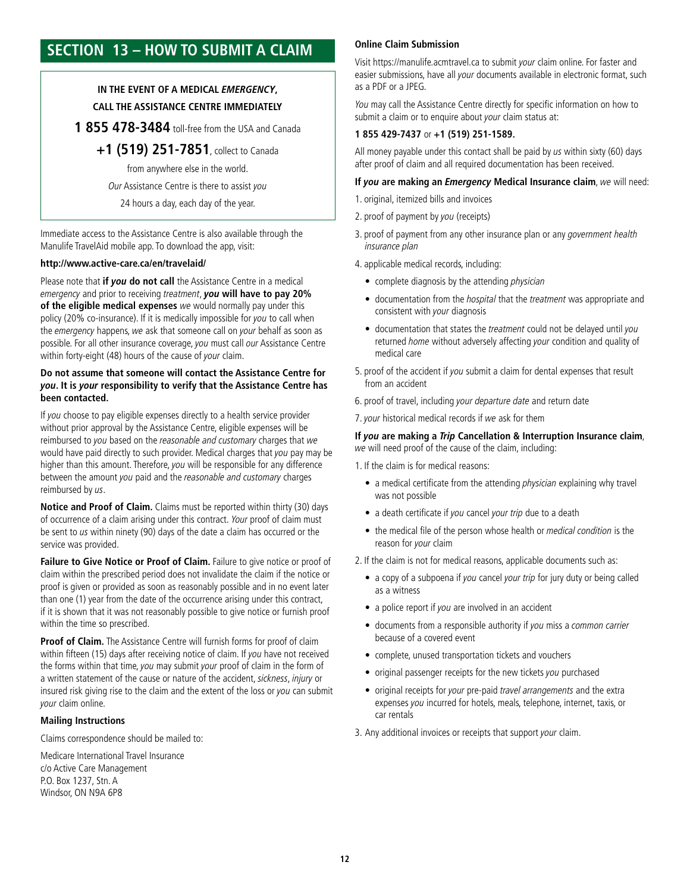## SECTION 13 – HOW TO SUBMIT A CLAIM

**IN THE EVENT OF A MEDICAL *EMERGENCY*,**
**CALL THE ASSISTANCE CENTRE IMMEDIATELY**

**1 855 478-3484** toll-free from the USA and Canada

**+1 (519) 251-7851**, collect to Canada

from anywhere else in the world.

*Our* Assistance Centre is there to assist *you*

24 hours a day, each day of the year.

Immediate access to the Assistance Centre is also available through the Manulife TravelAid mobile app. To download the app, visit:

**http://www.active-care.ca/en/travelaid/**

Please note that **if *you* do not call** the Assistance Centre in a medical *emergency* and prior to receiving *treatment*, ***you* will have to pay 20% of the eligible medical expenses** *we* would normally pay under this policy (20% co-insurance). If it is medically impossible for *you* to call when the *emergency* happens, *we* ask that someone call on *your* behalf as soon as possible. For all other insurance coverage, *you* must call *our* Assistance Centre within forty-eight (48) hours of the cause of *your* claim.

**Do not assume that someone will contact the Assistance Centre for *you*. It is *your* responsibility to verify that the Assistance Centre has been contacted.**

If *you* choose to pay eligible expenses directly to a health service provider without prior approval by the Assistance Centre, eligible expenses will be reimbursed to *you* based on the *reasonable and customary* charges that *we* would have paid directly to such provider. Medical charges that *you* pay may be higher than this amount. Therefore, *you* will be responsible for any difference between the amount *you* paid and the *reasonable and customary* charges reimbursed by *us*.

**Notice and Proof of Claim.** Claims must be reported within thirty (30) days of occurrence of a claim arising under this contract. *Your* proof of claim must be sent to *us* within ninety (90) days of the date a claim has occurred or the service was provided.

**Failure to Give Notice or Proof of Claim.** Failure to give notice or proof of claim within the prescribed period does not invalidate the claim if the notice or proof is given or provided as soon as reasonably possible and in no event later than one (1) year from the date of the occurrence arising under this contract, if it is shown that it was not reasonably possible to give notice or furnish proof within the time so prescribed.

**Proof of Claim.** The Assistance Centre will furnish forms for proof of claim within fifteen (15) days after receiving notice of claim. If *you* have not received the forms within that time, *you* may submit *your* proof of claim in the form of a written statement of the cause or nature of the accident, *sickness*, *injury* or insured risk giving rise to the claim and the extent of the loss or *you* can submit *your* claim online.

### Mailing Instructions

Claims correspondence should be mailed to:

Medicare International Travel Insurance
c/o Active Care Management
P.O. Box 1237, Stn. A
Windsor, ON N9A 6P8

### Online Claim Submission

Visit https://manulife.acmtravel.ca to submit *your* claim online. For faster and easier submissions, have all *your* documents available in electronic format, such as a PDF or a JPEG.

*You* may call the Assistance Centre directly for specific information on how to submit a claim or to enquire about *your* claim status at:

**1 855 429-7437** or **+1 (519) 251-1589.**

All money payable under this contact shall be paid by *us* within sixty (60) days after proof of claim and all required documentation has been received.

**If *you* are making an *Emergency* Medical Insurance claim**, *we* will need:

1. original, itemized bills and invoices
2. proof of payment by *you* (receipts)
3. proof of payment from any other insurance plan or any *government health insurance plan*
4. applicable medical records, including:
   - complete diagnosis by the attending *physician*
   - documentation from the *hospital* that the *treatment* was appropriate and consistent with *your* diagnosis
   - documentation that states the *treatment* could not be delayed until *you* returned *home* without adversely affecting *your* condition and quality of medical care
5. proof of the accident if *you* submit a claim for dental expenses that result from an accident
6. proof of travel, including *your departure date* and return date
7. *your* historical medical records if *we* ask for them

**If *you* are making a *Trip* Cancellation & Interruption Insurance claim**, *we* will need proof of the cause of the claim, including:

1. If the claim is for medical reasons:
   - a medical certificate from the attending *physician* explaining why travel was not possible
   - a death certificate if *you* cancel *your trip* due to a death
   - the medical file of the person whose health or *medical condition* is the reason for *your* claim
2. If the claim is not for medical reasons, applicable documents such as:
   - a copy of a subpoena if *you* cancel *your trip* for jury duty or being called as a witness
   - a police report if *you* are involved in an accident
   - documents from a responsible authority if *you* miss a *common carrier* because of a covered event
   - complete, unused transportation tickets and vouchers
   - original passenger receipts for the new tickets *you* purchased
   - original receipts for *your* pre-paid *travel arrangements* and the extra expenses *you* incurred for hotels, meals, telephone, internet, taxis, or car rentals
3. Any additional invoices or receipts that support *your* claim.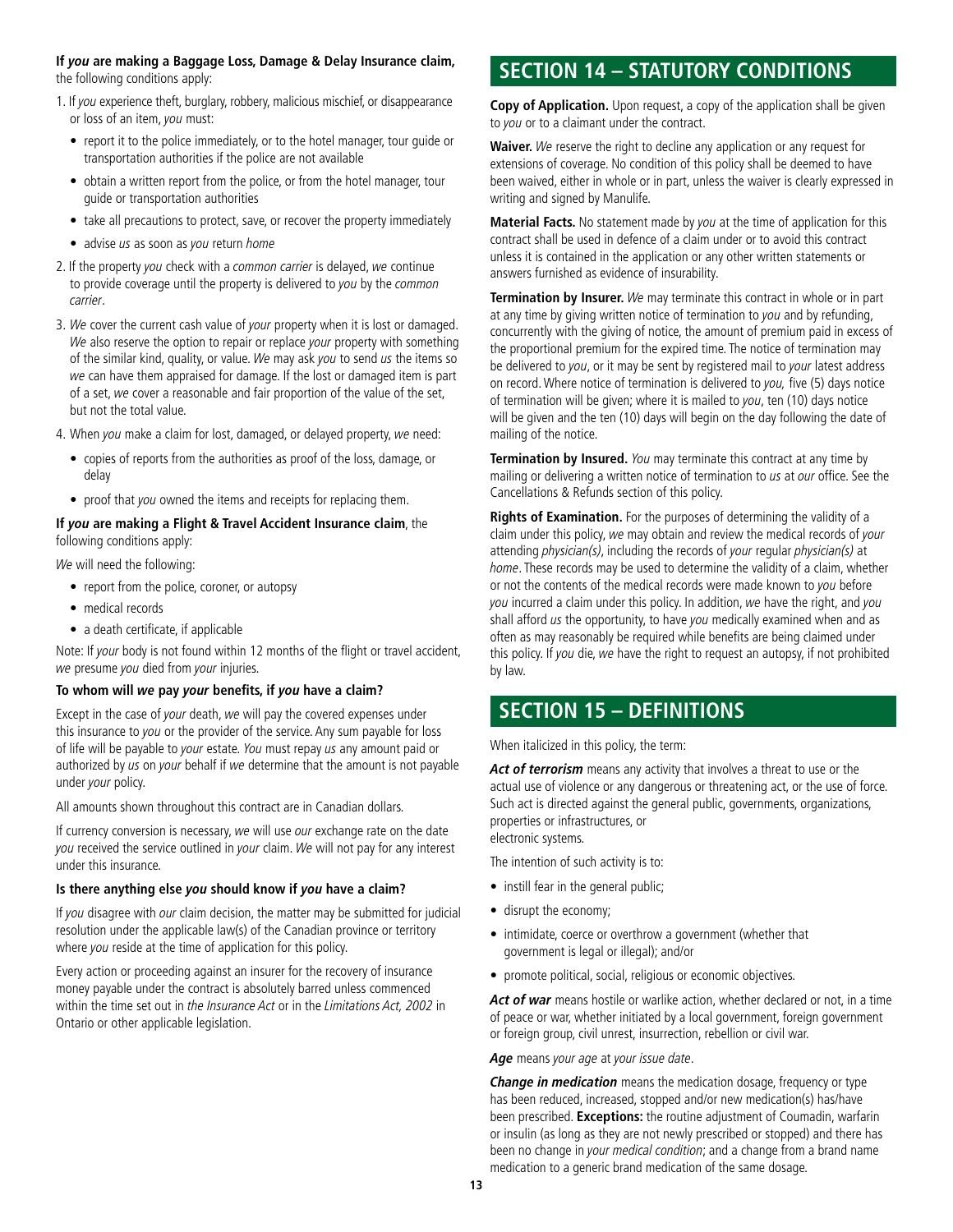**If *you* are making a Baggage Loss, Damage & Delay Insurance claim,** the following conditions apply:

1. If *you* experience theft, burglary, robbery, malicious mischief, or disappearance or loss of an item, *you* must:
   - report it to the police immediately, or to the hotel manager, tour guide or transportation authorities if the police are not available
   - obtain a written report from the police, or from the hotel manager, tour guide or transportation authorities
   - take all precautions to protect, save, or recover the property immediately
   - advise *us* as soon as *you* return *home*
2. If the property *you* check with a *common carrier* is delayed, *we* continue to provide coverage until the property is delivered to *you* by the *common carrier*.
3. *We* cover the current cash value of *your* property when it is lost or damaged. *We* also reserve the option to repair or replace *your* property with something of the similar kind, quality, or value. *We* may ask *you* to send *us* the items so *we* can have them appraised for damage. If the lost or damaged item is part of a set, *we* cover a reasonable and fair proportion of the value of the set, but not the total value.
4. When *you* make a claim for lost, damaged, or delayed property, *we* need:
   - copies of reports from the authorities as proof of the loss, damage, or delay
   - proof that *you* owned the items and receipts for replacing them.

**If *you* are making a Flight & Travel Accident Insurance claim**, the following conditions apply:

*We* will need the following:

- report from the police, coroner, or autopsy
- medical records
- a death certificate, if applicable

Note: If *your* body is not found within 12 months of the flight or travel accident, *we* presume *you* died from *your* injuries.

### To whom will *we* pay *your* benefits, if *you* have a claim?

Except in the case of *your* death, *we* will pay the covered expenses under this insurance to *you* or the provider of the service. Any sum payable for loss of life will be payable to *your* estate. *You* must repay *us* any amount paid or authorized by *us* on *your* behalf if *we* determine that the amount is not payable under *your* policy.

All amounts shown throughout this contract are in Canadian dollars.

If currency conversion is necessary, *we* will use *our* exchange rate on the date *you* received the service outlined in *your* claim. *We* will not pay for any interest under this insurance.

### Is there anything else *you* should know if *you* have a claim?

If *you* disagree with *our* claim decision, the matter may be submitted for judicial resolution under the applicable law(s) of the Canadian province or territory where *you* reside at the time of application for this policy.

Every action or proceeding against an insurer for the recovery of insurance money payable under the contract is absolutely barred unless commenced within the time set out in *the Insurance Act* or in the *Limitations Act, 2002* in Ontario or other applicable legislation.

## SECTION 14 – STATUTORY CONDITIONS

**Copy of Application.** Upon request, a copy of the application shall be given to *you* or to a claimant under the contract.

**Waiver.** *We* reserve the right to decline any application or any request for extensions of coverage. No condition of this policy shall be deemed to have been waived, either in whole or in part, unless the waiver is clearly expressed in writing and signed by Manulife.

**Material Facts.** No statement made by *you* at the time of application for this contract shall be used in defence of a claim under or to avoid this contract unless it is contained in the application or any other written statements or answers furnished as evidence of insurability.

**Termination by Insurer.** *We* may terminate this contract in whole or in part at any time by giving written notice of termination to *you* and by refunding, concurrently with the giving of notice, the amount of premium paid in excess of the proportional premium for the expired time. The notice of termination may be delivered to *you*, or it may be sent by registered mail to *your* latest address on record. Where notice of termination is delivered to *you,* five (5) days notice of termination will be given; where it is mailed to *you*, ten (10) days notice will be given and the ten (10) days will begin on the day following the date of mailing of the notice.

**Termination by Insured.** *You* may terminate this contract at any time by mailing or delivering a written notice of termination to *us* at *our* office. See the Cancellations & Refunds section of this policy.

**Rights of Examination.** For the purposes of determining the validity of a claim under this policy, *we* may obtain and review the medical records of *your* attending *physician(s)*, including the records of *your* regular *physician(s)* at *home*. These records may be used to determine the validity of a claim, whether or not the contents of the medical records were made known to *you* before *you* incurred a claim under this policy. In addition, *we* have the right, and *you* shall afford *us* the opportunity, to have *you* medically examined when and as often as may reasonably be required while benefits are being claimed under this policy. If *you* die, *we* have the right to request an autopsy, if not prohibited by law.

## SECTION 15 – DEFINITIONS

When italicized in this policy, the term:

***Act of terrorism*** means any activity that involves a threat to use or the actual use of violence or any dangerous or threatening act, or the use of force. Such act is directed against the general public, governments, organizations, properties or infrastructures, or
electronic systems.

The intention of such activity is to:

- instill fear in the general public;
- disrupt the economy;
- intimidate, coerce or overthrow a government (whether that government is legal or illegal); and/or
- promote political, social, religious or economic objectives.

***Act of war*** means hostile or warlike action, whether declared or not, in a time of peace or war, whether initiated by a local government, foreign government or foreign group, civil unrest, insurrection, rebellion or civil war.

***Age*** means *your age* at *your issue date*.

***Change in medication*** means the medication dosage, frequency or type has been reduced, increased, stopped and/or new medication(s) has/have been prescribed. **Exceptions:** the routine adjustment of Coumadin, warfarin or insulin (as long as they are not newly prescribed or stopped) and there has been no change in *your medical condition*; and a change from a brand name medication to a generic brand medication of the same dosage.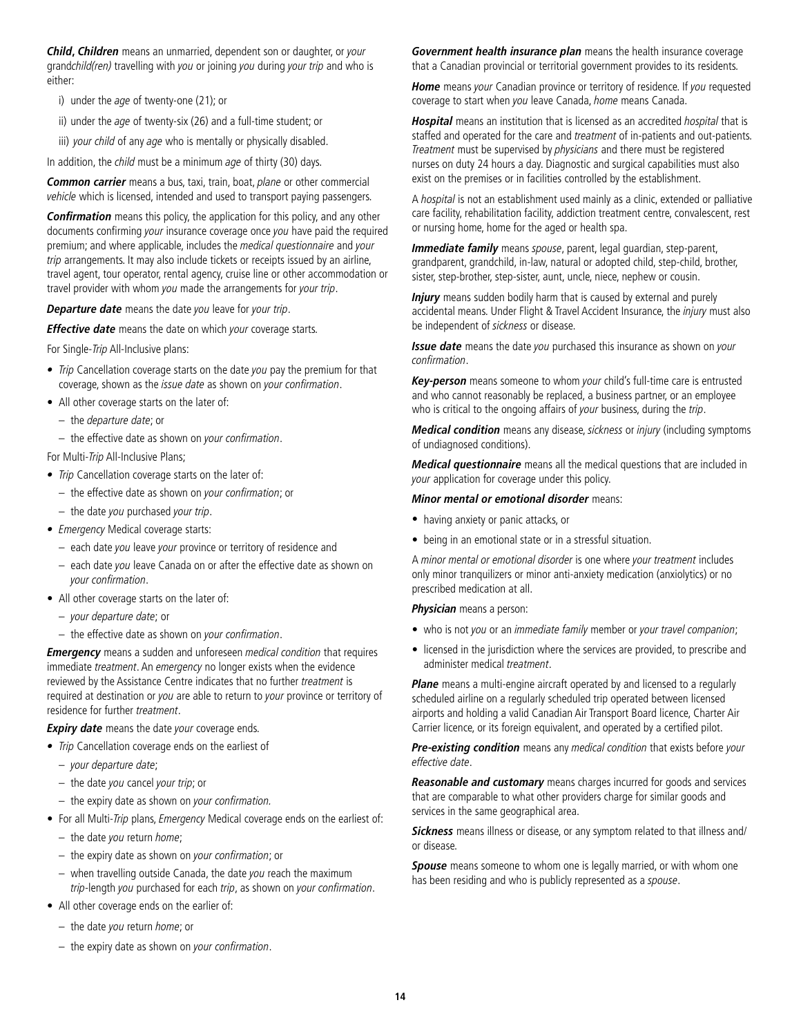***Child*, *Children*** means an unmarried, dependent son or daughter, or *your* grand*child(ren)* travelling with *you* or joining *you* during *your trip* and who is either:

i) under the *age* of twenty-one (21); or

ii) under the *age* of twenty-six (26) and a full-time student; or

iii) *your child* of any *age* who is mentally or physically disabled.

In addition, the *child* must be a minimum *age* of thirty (30) days.

***Common carrier*** means a bus, taxi, train, boat, *plane* or other commercial *vehicle* which is licensed, intended and used to transport paying passengers.

***Confirmation*** means this policy, the application for this policy, and any other documents confirming *your* insurance coverage once *you* have paid the required premium; and where applicable, includes the *medical questionnaire* and *your trip* arrangements. It may also include tickets or receipts issued by an airline, travel agent, tour operator, rental agency, cruise line or other accommodation or travel provider with whom *you* made the arrangements for *your trip*.

***Departure date*** means the date *you* leave for *your trip*.

***Effective date*** means the date on which *your* coverage starts.

For Single-*Trip* All-Inclusive plans:

- *Trip* Cancellation coverage starts on the date *you* pay the premium for that coverage, shown as the *issue date* as shown on *your confirmation*.
- All other coverage starts on the later of:
  - the *departure date*; or
  - the effective date as shown on *your confirmation*.

For Multi-*Trip* All-Inclusive Plans;

- *Trip* Cancellation coverage starts on the later of:
  - the effective date as shown on *your confirmation*; or
  - the date *you* purchased *your trip*.
- *Emergency* Medical coverage starts:
  - each date *you* leave *your* province or territory of residence and
  - each date *you* leave Canada on or after the effective date as shown on *your confirmation*.
- All other coverage starts on the later of:
  - *your departure date*; or
  - the effective date as shown on *your confirmation*.

***Emergency*** means a sudden and unforeseen *medical condition* that requires immediate *treatment*. An *emergency* no longer exists when the evidence reviewed by the Assistance Centre indicates that no further *treatment* is required at destination or *you* are able to return to *your* province or territory of residence for further *treatment*.

***Expiry date*** means the date *your* coverage ends.

- *Trip* Cancellation coverage ends on the earliest of
  - *your departure date*;
  - the date *you* cancel *your trip*; or
  - the expiry date as shown on *your confirmation.*
- For all Multi-*Trip* plans, *Emergency* Medical coverage ends on the earliest of:
  - the date *you* return *home*;
  - the expiry date as shown on *your confirmation*; or
  - when travelling outside Canada, the date *you* reach the maximum *trip*-length *you* purchased for each *trip*, as shown on *your confirmation*.
- All other coverage ends on the earlier of:
  - the date *you* return *home*; or
  - the expiry date as shown on *your confirmation*.

***Government health insurance plan*** means the health insurance coverage that a Canadian provincial or territorial government provides to its residents.

***Home*** means *your* Canadian province or territory of residence. If *you* requested coverage to start when *you* leave Canada, *home* means Canada.

***Hospital*** means an institution that is licensed as an accredited *hospital* that is staffed and operated for the care and *treatment* of in-patients and out-patients. *Treatment* must be supervised by *physicians* and there must be registered nurses on duty 24 hours a day. Diagnostic and surgical capabilities must also exist on the premises or in facilities controlled by the establishment.

A *hospital* is not an establishment used mainly as a clinic, extended or palliative care facility, rehabilitation facility, addiction treatment centre, convalescent, rest or nursing home, home for the aged or health spa.

***Immediate family*** means *spouse*, parent, legal guardian, step-parent, grandparent, grandchild, in-law, natural or adopted child, step-child, brother, sister, step-brother, step-sister, aunt, uncle, niece, nephew or cousin.

***Injury*** means sudden bodily harm that is caused by external and purely accidental means. Under Flight & Travel Accident Insurance, the *injury* must also be independent of *sickness* or disease.

***Issue date*** means the date *you* purchased this insurance as shown on *your confirmation*.

***Key-person*** means someone to whom *your* child's full-time care is entrusted and who cannot reasonably be replaced, a business partner, or an employee who is critical to the ongoing affairs of *your* business, during the *trip*.

***Medical condition*** means any disease, *sickness* or *injury* (including symptoms of undiagnosed conditions).

***Medical questionnaire*** means all the medical questions that are included in *your* application for coverage under this policy.

***Minor mental or emotional disorder*** means:

- having anxiety or panic attacks, or
- being in an emotional state or in a stressful situation.

A *minor mental or emotional disorder* is one where *your treatment* includes only minor tranquilizers or minor anti-anxiety medication (anxiolytics) or no prescribed medication at all.

***Physician*** means a person:

- who is not *you* or an *immediate family* member or *your travel companion*;
- licensed in the jurisdiction where the services are provided, to prescribe and administer medical *treatment*.

***Plane*** means a multi-engine aircraft operated by and licensed to a regularly scheduled airline on a regularly scheduled trip operated between licensed airports and holding a valid Canadian Air Transport Board licence, Charter Air Carrier licence, or its foreign equivalent, and operated by a certified pilot.

***Pre-existing condition*** means any *medical condition* that exists before *your effective date*.

***Reasonable and customary*** means charges incurred for goods and services that are comparable to what other providers charge for similar goods and services in the same geographical area.

***Sickness*** means illness or disease, or any symptom related to that illness and/or disease.

***Spouse*** means someone to whom one is legally married, or with whom one has been residing and who is publicly represented as a *spouse*.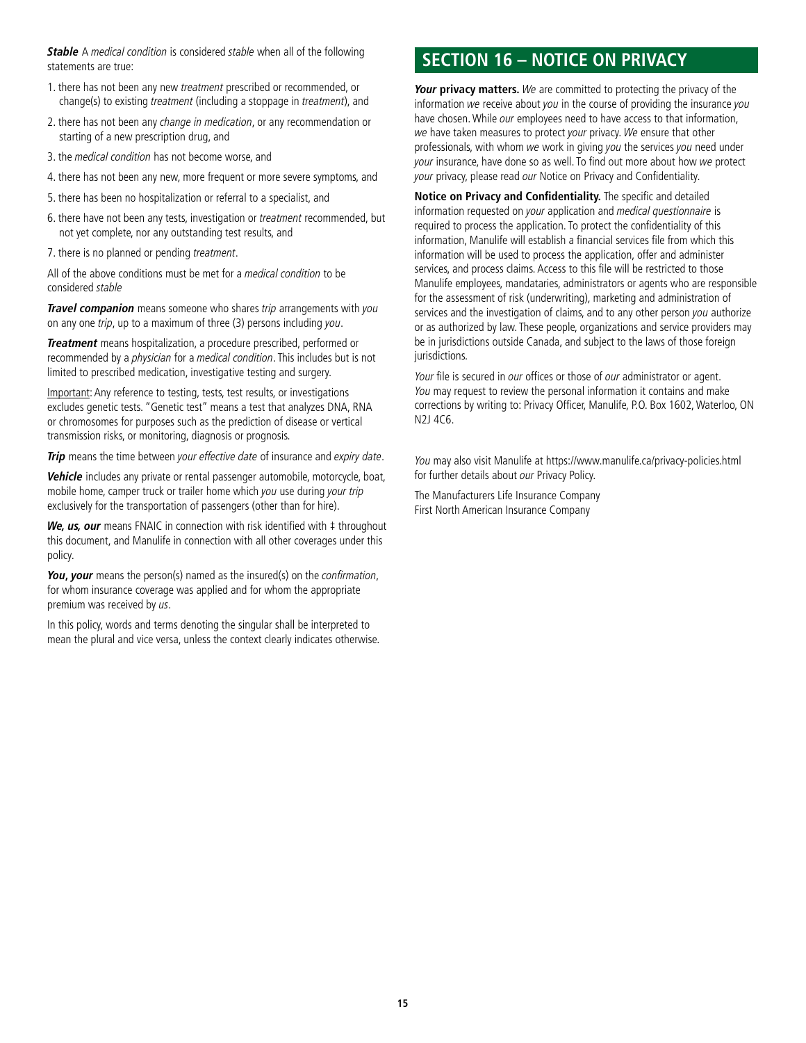***Stable*** A *medical condition* is considered *stable* when all of the following statements are true:

1. there has not been any new *treatment* prescribed or recommended, or change(s) to existing *treatment* (including a stoppage in *treatment*), and
2. there has not been any *change in medication*, or any recommendation or starting of a new prescription drug, and
3. the *medical condition* has not become worse, and
4. there has not been any new, more frequent or more severe symptoms, and
5. there has been no hospitalization or referral to a specialist, and
6. there have not been any tests, investigation or *treatment* recommended, but not yet complete, nor any outstanding test results, and
7. there is no planned or pending *treatment*.

All of the above conditions must be met for a *medical condition* to be considered *stable*

***Travel companion*** means someone who shares *trip* arrangements with *you* on any one *trip*, up to a maximum of three (3) persons including *you*.

***Treatment*** means hospitalization, a procedure prescribed, performed or recommended by a *physician* for a *medical condition*. This includes but is not limited to prescribed medication, investigative testing and surgery.

Important: Any reference to testing, tests, test results, or investigations excludes genetic tests. "Genetic test" means a test that analyzes DNA, RNA or chromosomes for purposes such as the prediction of disease or vertical transmission risks, or monitoring, diagnosis or prognosis.

***Trip*** means the time between *your effective date* of insurance and *expiry date*.

***Vehicle*** includes any private or rental passenger automobile, motorcycle, boat, mobile home, camper truck or trailer home which *you* use during *your trip* exclusively for the transportation of passengers (other than for hire).

***We, us, our*** means FNAIC in connection with risk identified with ‡ throughout this document, and Manulife in connection with all other coverages under this policy.

***You*, *your*** means the person(s) named as the insured(s) on the *confirmation*, for whom insurance coverage was applied and for whom the appropriate premium was received by *us*.

In this policy, words and terms denoting the singular shall be interpreted to mean the plural and vice versa, unless the context clearly indicates otherwise.

## SECTION 16 – NOTICE ON PRIVACY

***Your* privacy matters.** *We* are committed to protecting the privacy of the information *we* receive about *you* in the course of providing the insurance *you* have chosen. While *our* employees need to have access to that information, *we* have taken measures to protect *your* privacy. *We* ensure that other professionals, with whom *we* work in giving *you* the services *you* need under *your* insurance, have done so as well. To find out more about how *we* protect *your* privacy, please read *our* Notice on Privacy and Confidentiality.

**Notice on Privacy and Confidentiality.** The specific and detailed information requested on *your* application and *medical questionnaire* is required to process the application. To protect the confidentiality of this information, Manulife will establish a financial services file from which this information will be used to process the application, offer and administer services, and process claims. Access to this file will be restricted to those Manulife employees, mandataries, administrators or agents who are responsible for the assessment of risk (underwriting), marketing and administration of services and the investigation of claims, and to any other person *you* authorize or as authorized by law. These people, organizations and service providers may be in jurisdictions outside Canada, and subject to the laws of those foreign jurisdictions.

*Your* file is secured in *our* offices or those of *our* administrator or agent. *You* may request to review the personal information it contains and make corrections by writing to: Privacy Officer, Manulife, P.O. Box 1602, Waterloo, ON N2J 4C6.

*You* may also visit Manulife at https://www.manulife.ca/privacy-policies.html for further details about *our* Privacy Policy.

The Manufacturers Life Insurance Company
First North American Insurance Company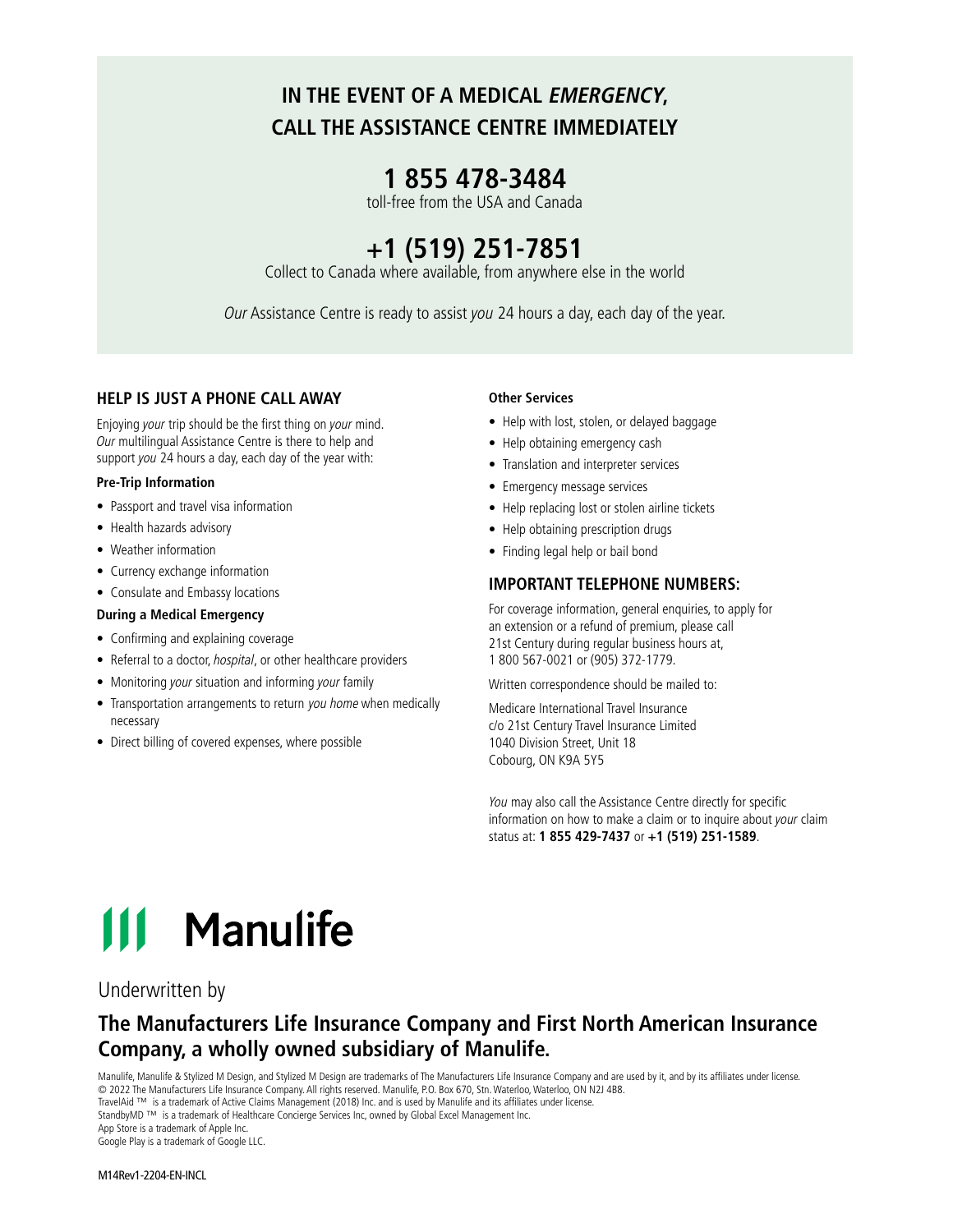## IN THE EVENT OF A MEDICAL *EMERGENCY*, CALL THE ASSISTANCE CENTRE IMMEDIATELY

## 1 855 478-3484

toll-free from the USA and Canada

## +1 (519) 251-7851

Collect to Canada where available, from anywhere else in the world

*Our* Assistance Centre is ready to assist *you* 24 hours a day, each day of the year.

### HELP IS JUST A PHONE CALL AWAY

Enjoying *your* trip should be the first thing on *your* mind. *Our* multilingual Assistance Centre is there to help and support *you* 24 hours a day, each day of the year with:

**Pre-Trip Information**

- Passport and travel visa information
- Health hazards advisory
- Weather information
- Currency exchange information
- Consulate and Embassy locations

**During a Medical Emergency**

- Confirming and explaining coverage
- Referral to a doctor, *hospital*, or other healthcare providers
- Monitoring *your* situation and informing *your* family
- Transportation arrangements to return *you home* when medically necessary
- Direct billing of covered expenses, where possible

**Other Services**

- Help with lost, stolen, or delayed baggage
- Help obtaining emergency cash
- Translation and interpreter services
- Emergency message services
- Help replacing lost or stolen airline tickets
- Help obtaining prescription drugs
- Finding legal help or bail bond

### IMPORTANT TELEPHONE NUMBERS:

For coverage information, general enquiries, to apply for an extension or a refund of premium, please call 21st Century during regular business hours at, 1 800 567-0021 or (905) 372-1779.

Written correspondence should be mailed to:

Medicare International Travel Insurance
c/o 21st Century Travel Insurance Limited
1040 Division Street, Unit 18
Cobourg, ON K9A 5Y5

*You* may also call the Assistance Centre directly for specific information on how to make a claim or to inquire about *your* claim status at: **1 855 429-7437** or **+1 (519) 251-1589**.

Manulife

Underwritten by

**The Manufacturers Life Insurance Company and First North American Insurance Company, a wholly owned subsidiary of Manulife.**

Manulife, Manulife & Stylized M Design, and Stylized M Design are trademarks of The Manufacturers Life Insurance Company and are used by it, and by its affiliates under license.
© 2022 The Manufacturers Life Insurance Company. All rights reserved. Manulife, P.O. Box 670, Stn. Waterloo, Waterloo, ON N2J 4B8.
TravelAid ™ is a trademark of Active Claims Management (2018) Inc. and is used by Manulife and its affiliates under license.
StandbyMD ™ is a trademark of Healthcare Concierge Services Inc, owned by Global Excel Management Inc.
App Store is a trademark of Apple Inc.
Google Play is a trademark of Google LLC.

M14Rev1-2204-EN-INCL